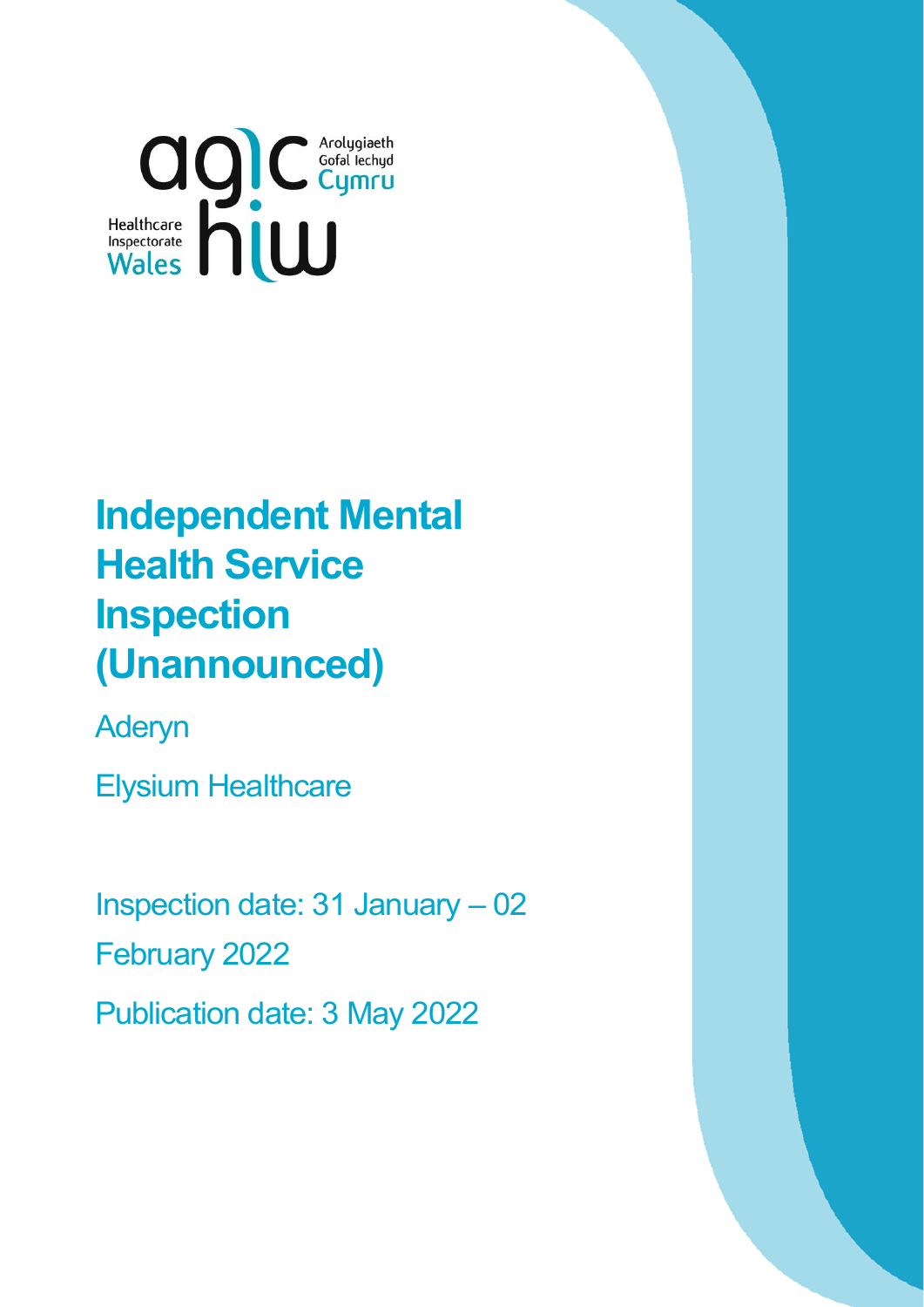Arolygiaeth Gofal Iechyd Cymru

Healthcare Inspectorate Wales

# Independent Mental Health Service Inspection (Unannounced)

Aderyn

Elysium Healthcare

Inspection date: 31 January – 02 February 2022

Publication date: 3 May 2022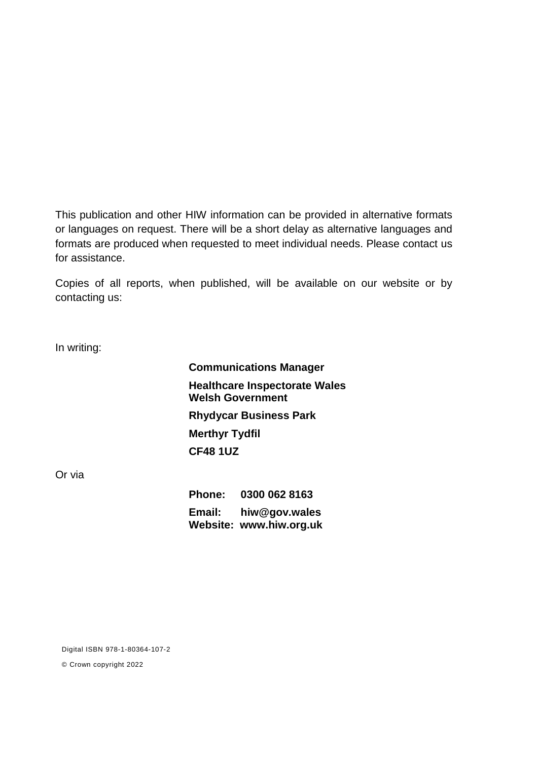This publication and other HIW information can be provided in alternative formats or languages on request. There will be a short delay as alternative languages and formats are produced when requested to meet individual needs. Please contact us for assistance.

Copies of all reports, when published, will be available on our website or by contacting us:

In writing:

**Communications Manager**

**Healthcare Inspectorate Wales**
**Welsh Government**

**Rhydycar Business Park**

**Merthyr Tydfil**

**CF48 1UZ**

Or via

**Phone: 0300 062 8163**

**Email: hiw@gov.wales**
**Website: www.hiw.org.uk**

Digital ISBN 978-1-80364-107-2

© Crown copyright 2022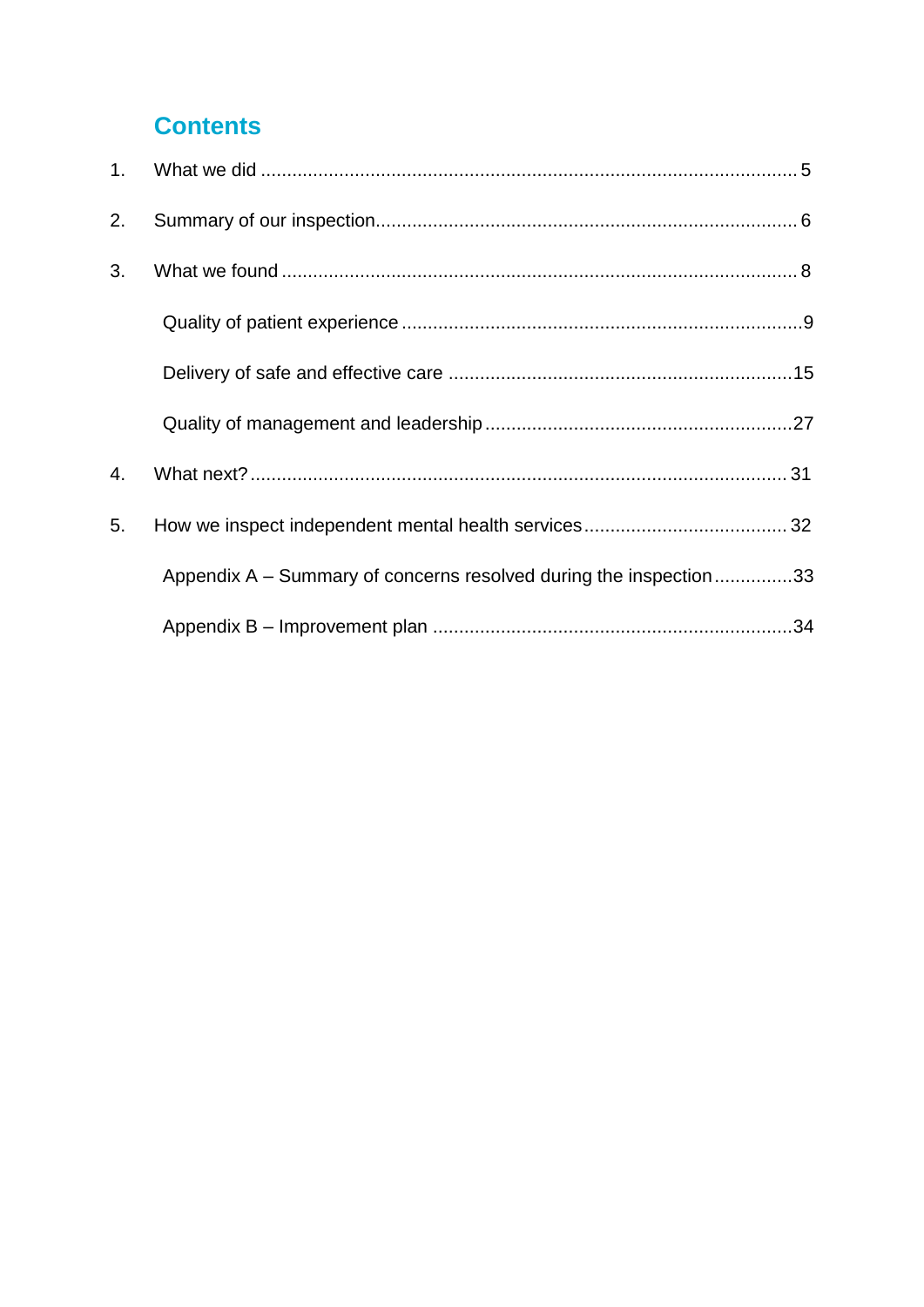# Contents

1. What we did ..... 5
2. Summary of our inspection ..... 6
3. What we found ..... 8
   - Quality of patient experience ..... 9
   - Delivery of safe and effective care ..... 15
   - Quality of management and leadership ..... 27
4. What next? ..... 31
5. How we inspect independent mental health services ..... 32
   - Appendix A – Summary of concerns resolved during the inspection ..... 33
   - Appendix B – Improvement plan ..... 34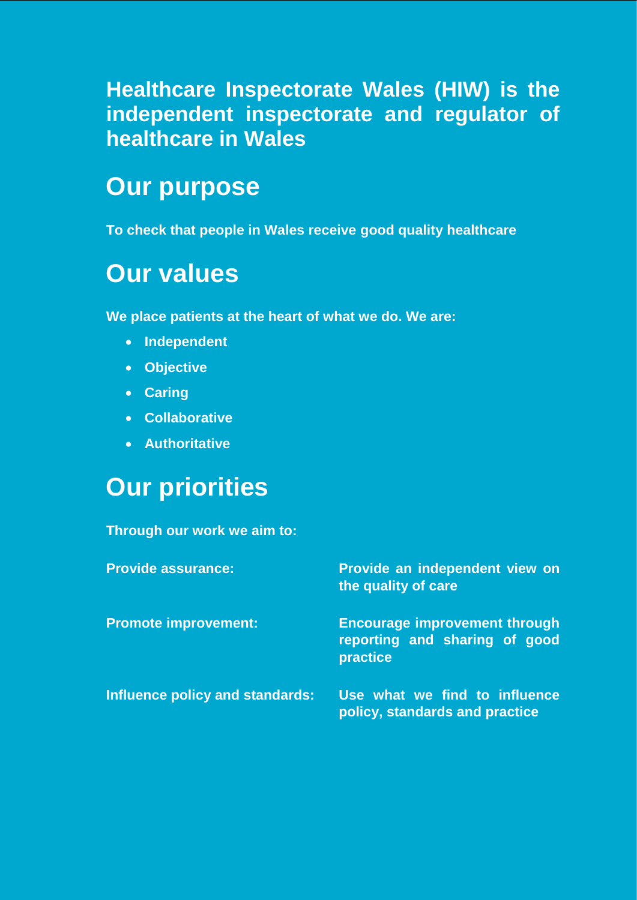**Healthcare Inspectorate Wales (HIW) is the independent inspectorate and regulator of healthcare in Wales**

## Our purpose

**To check that people in Wales receive good quality healthcare**

## Our values

**We place patients at the heart of what we do. We are:**

- **Independent**
- **Objective**
- **Caring**
- **Collaborative**
- **Authoritative**

## Our priorities

**Through our work we aim to:**

| | |
|---|---|
| **Provide assurance:** | **Provide an independent view on the quality of care** |
| **Promote improvement:** | **Encourage improvement through reporting and sharing of good practice** |
| **Influence policy and standards:** | **Use what we find to influence policy, standards and practice** |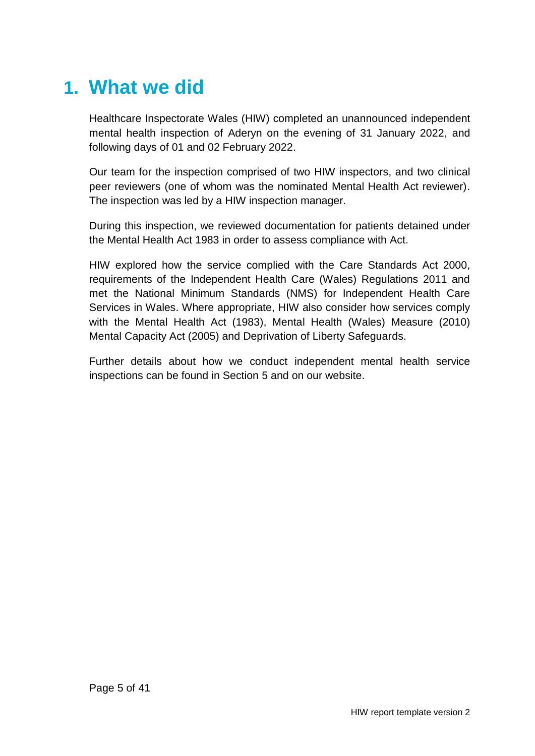# 1. What we did

Healthcare Inspectorate Wales (HIW) completed an unannounced independent mental health inspection of Aderyn on the evening of 31 January 2022, and following days of 01 and 02 February 2022.

Our team for the inspection comprised of two HIW inspectors, and two clinical peer reviewers (one of whom was the nominated Mental Health Act reviewer). The inspection was led by a HIW inspection manager.

During this inspection, we reviewed documentation for patients detained under the Mental Health Act 1983 in order to assess compliance with Act.

HIW explored how the service complied with the Care Standards Act 2000, requirements of the Independent Health Care (Wales) Regulations 2011 and met the National Minimum Standards (NMS) for Independent Health Care Services in Wales. Where appropriate, HIW also consider how services comply with the Mental Health Act (1983), Mental Health (Wales) Measure (2010) Mental Capacity Act (2005) and Deprivation of Liberty Safeguards.

Further details about how we conduct independent mental health service inspections can be found in Section 5 and on our website.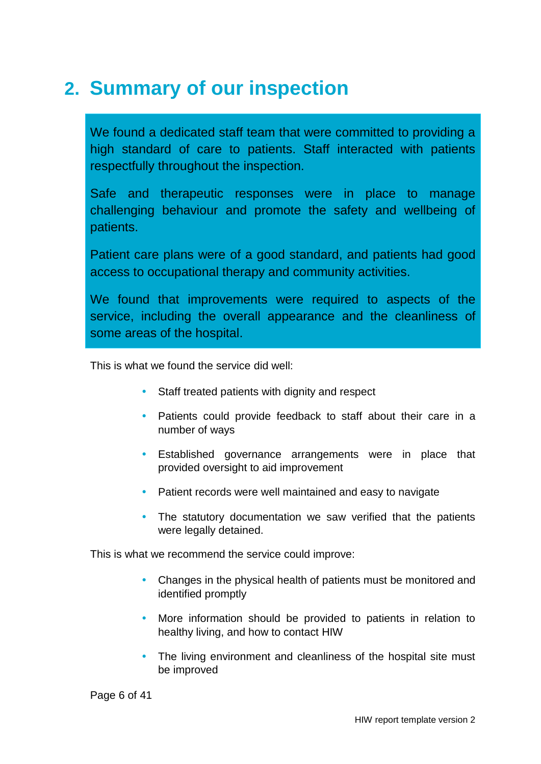## 2. Summary of our inspection

We found a dedicated staff team that were committed to providing a high standard of care to patients. Staff interacted with patients respectfully throughout the inspection.

Safe and therapeutic responses were in place to manage challenging behaviour and promote the safety and wellbeing of patients.

Patient care plans were of a good standard, and patients had good access to occupational therapy and community activities.

We found that improvements were required to aspects of the service, including the overall appearance and the cleanliness of some areas of the hospital.

This is what we found the service did well:

- Staff treated patients with dignity and respect
- Patients could provide feedback to staff about their care in a number of ways
- Established governance arrangements were in place that provided oversight to aid improvement
- Patient records were well maintained and easy to navigate
- The statutory documentation we saw verified that the patients were legally detained.

This is what we recommend the service could improve:

- Changes in the physical health of patients must be monitored and identified promptly
- More information should be provided to patients in relation to healthy living, and how to contact HIW
- The living environment and cleanliness of the hospital site must be improved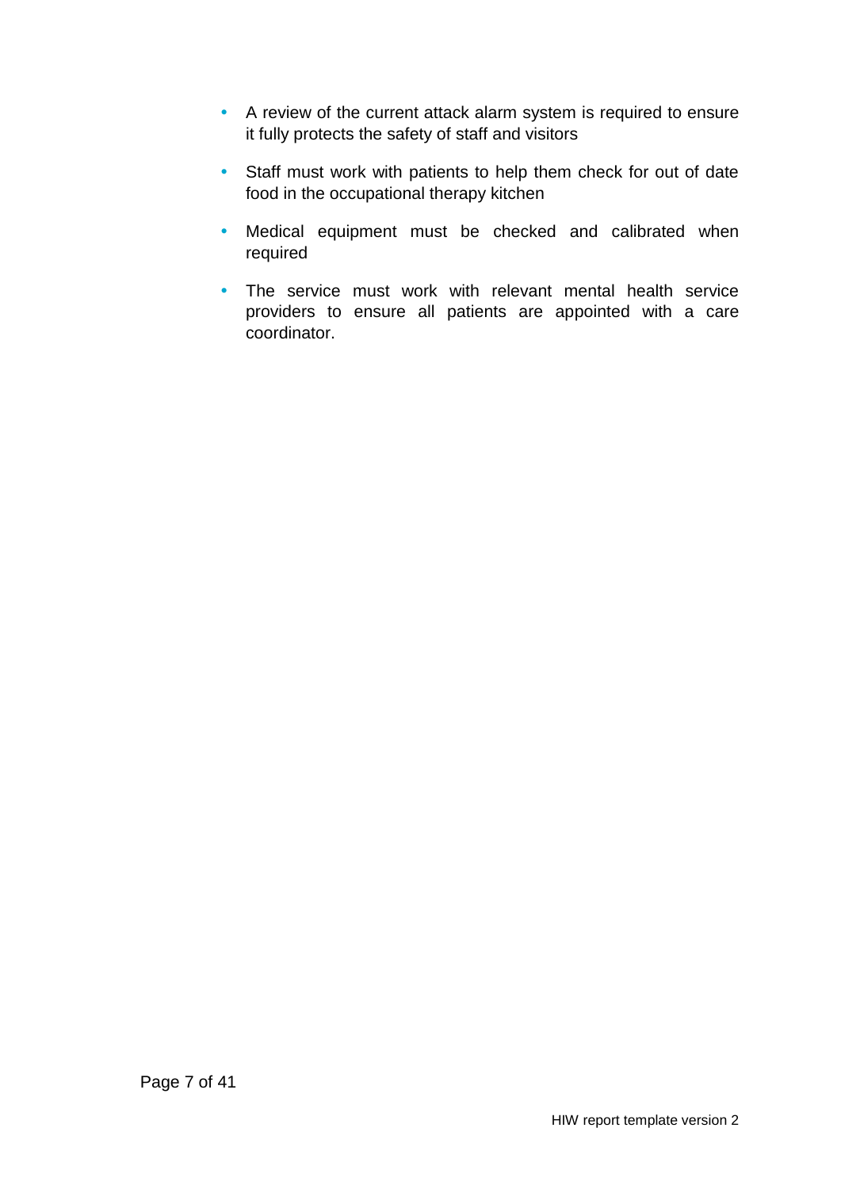- A review of the current attack alarm system is required to ensure it fully protects the safety of staff and visitors
- Staff must work with patients to help them check for out of date food in the occupational therapy kitchen
- Medical equipment must be checked and calibrated when required
- The service must work with relevant mental health service providers to ensure all patients are appointed with a care coordinator.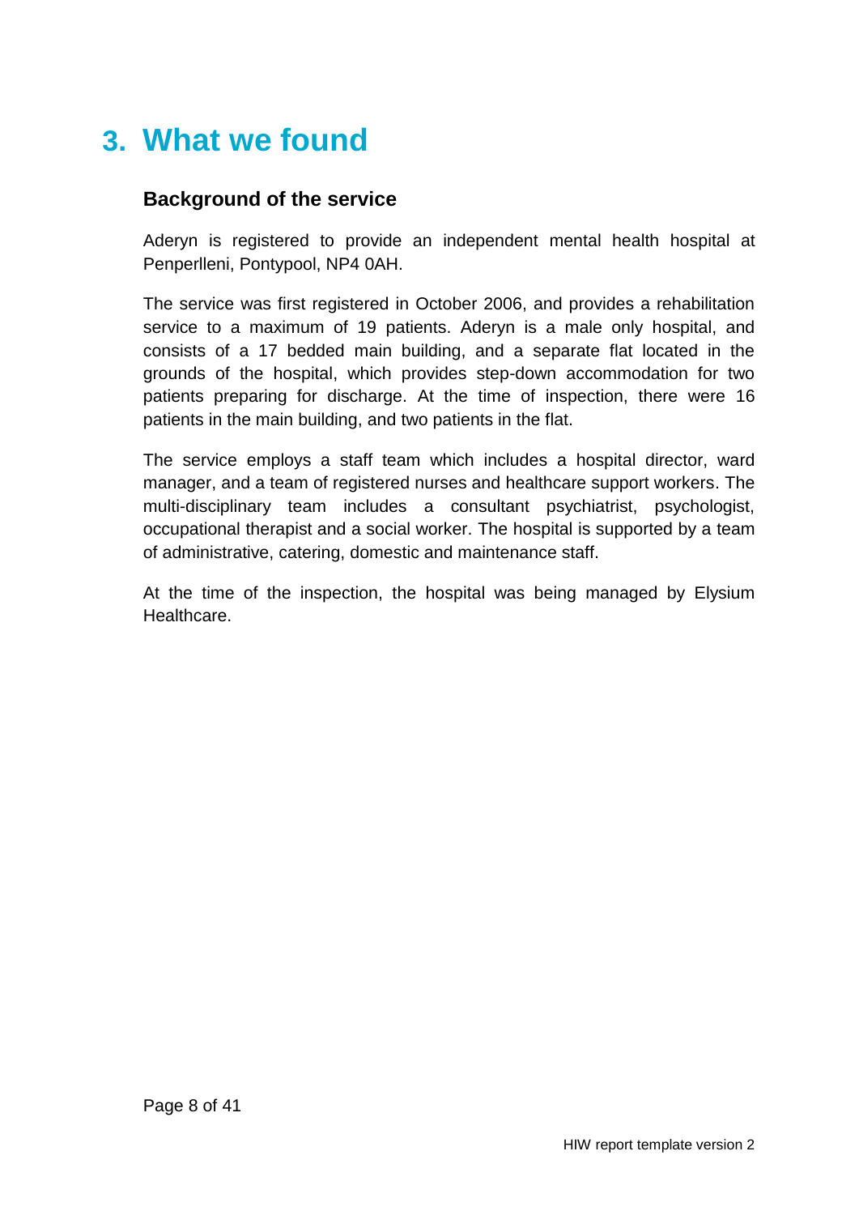# 3. What we found

## Background of the service

Aderyn is registered to provide an independent mental health hospital at Penperlleni, Pontypool, NP4 0AH.

The service was first registered in October 2006, and provides a rehabilitation service to a maximum of 19 patients. Aderyn is a male only hospital, and consists of a 17 bedded main building, and a separate flat located in the grounds of the hospital, which provides step-down accommodation for two patients preparing for discharge. At the time of inspection, there were 16 patients in the main building, and two patients in the flat.

The service employs a staff team which includes a hospital director, ward manager, and a team of registered nurses and healthcare support workers. The multi-disciplinary team includes a consultant psychiatrist, psychologist, occupational therapist and a social worker. The hospital is supported by a team of administrative, catering, domestic and maintenance staff.

At the time of the inspection, the hospital was being managed by Elysium Healthcare.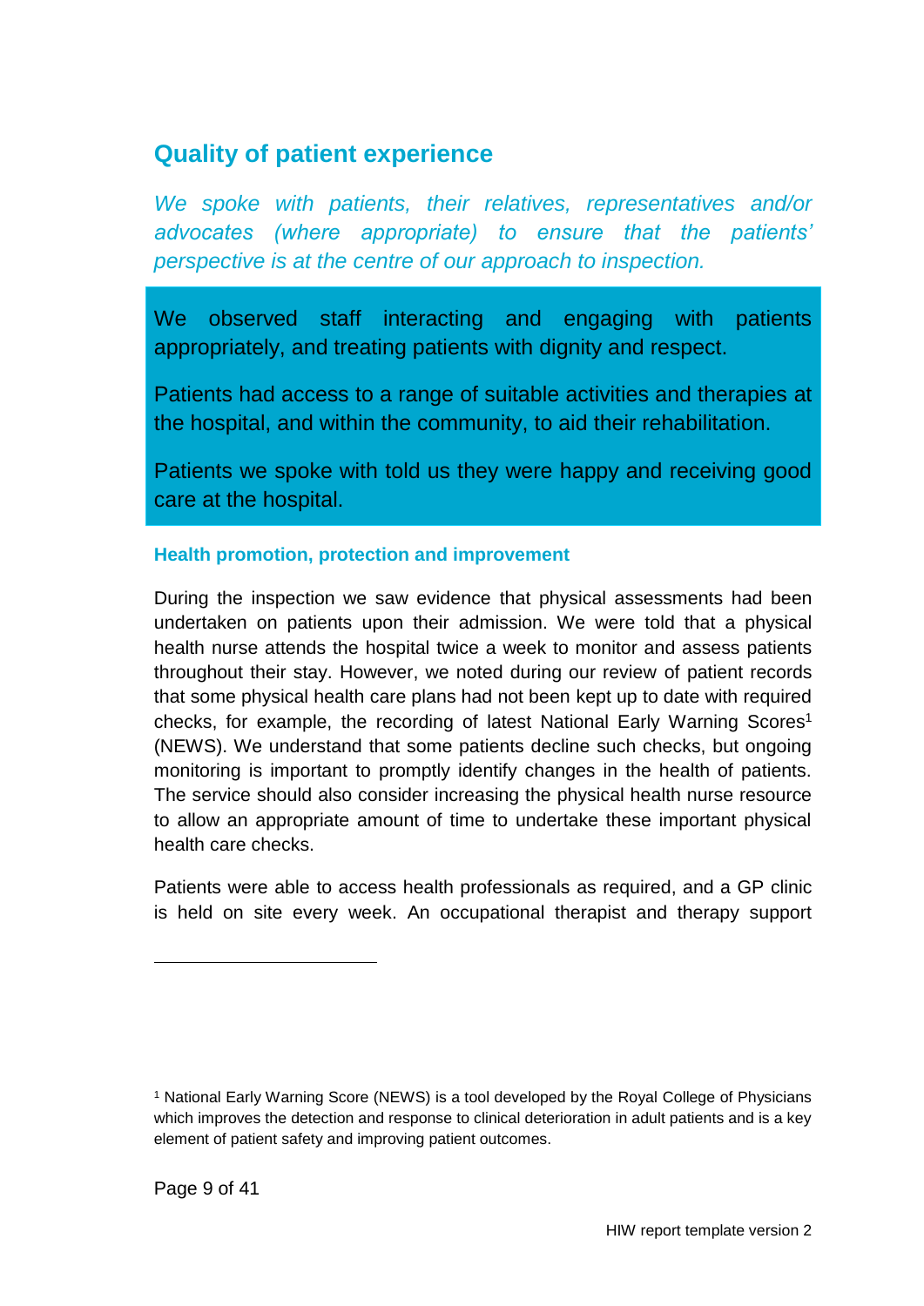## Quality of patient experience

*We spoke with patients, their relatives, representatives and/or advocates (where appropriate) to ensure that the patients' perspective is at the centre of our approach to inspection.*

We observed staff interacting and engaging with patients appropriately, and treating patients with dignity and respect.

Patients had access to a range of suitable activities and therapies at the hospital, and within the community, to aid their rehabilitation.

Patients we spoke with told us they were happy and receiving good care at the hospital.

### Health promotion, protection and improvement

During the inspection we saw evidence that physical assessments had been undertaken on patients upon their admission. We were told that a physical health nurse attends the hospital twice a week to monitor and assess patients throughout their stay. However, we noted during our review of patient records that some physical health care plans had not been kept up to date with required checks, for example, the recording of latest National Early Warning Scores[1] (NEWS). We understand that some patients decline such checks, but ongoing monitoring is important to promptly identify changes in the health of patients. The service should also consider increasing the physical health nurse resource to allow an appropriate amount of time to undertake these important physical health care checks.

Patients were able to access health professionals as required, and a GP clinic is held on site every week. An occupational therapist and therapy support

---

[1] National Early Warning Score (NEWS) is a tool developed by the Royal College of Physicians which improves the detection and response to clinical deterioration in adult patients and is a key element of patient safety and improving patient outcomes.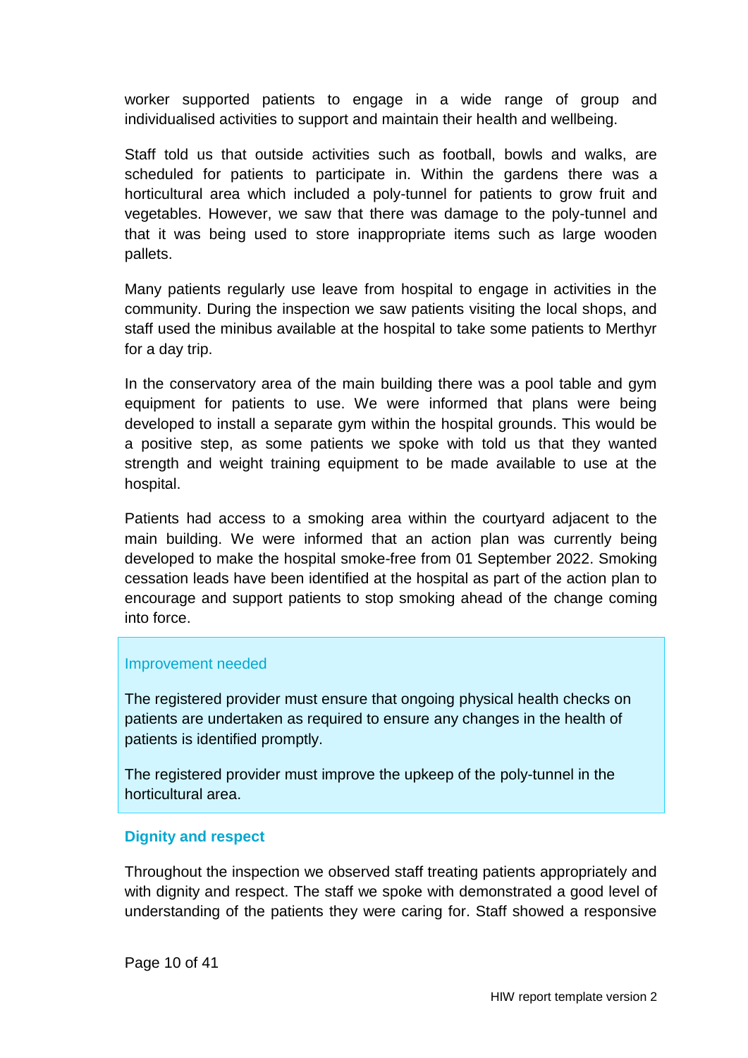worker supported patients to engage in a wide range of group and individualised activities to support and maintain their health and wellbeing.

Staff told us that outside activities such as football, bowls and walks, are scheduled for patients to participate in. Within the gardens there was a horticultural area which included a poly-tunnel for patients to grow fruit and vegetables. However, we saw that there was damage to the poly-tunnel and that it was being used to store inappropriate items such as large wooden pallets.

Many patients regularly use leave from hospital to engage in activities in the community. During the inspection we saw patients visiting the local shops, and staff used the minibus available at the hospital to take some patients to Merthyr for a day trip.

In the conservatory area of the main building there was a pool table and gym equipment for patients to use. We were informed that plans were being developed to install a separate gym within the hospital grounds. This would be a positive step, as some patients we spoke with told us that they wanted strength and weight training equipment to be made available to use at the hospital.

Patients had access to a smoking area within the courtyard adjacent to the main building. We were informed that an action plan was currently being developed to make the hospital smoke-free from 01 September 2022. Smoking cessation leads have been identified at the hospital as part of the action plan to encourage and support patients to stop smoking ahead of the change coming into force.

**Improvement needed**

The registered provider must ensure that ongoing physical health checks on patients are undertaken as required to ensure any changes in the health of patients is identified promptly.

The registered provider must improve the upkeep of the poly-tunnel in the horticultural area.

### Dignity and respect

Throughout the inspection we observed staff treating patients appropriately and with dignity and respect. The staff we spoke with demonstrated a good level of understanding of the patients they were caring for. Staff showed a responsive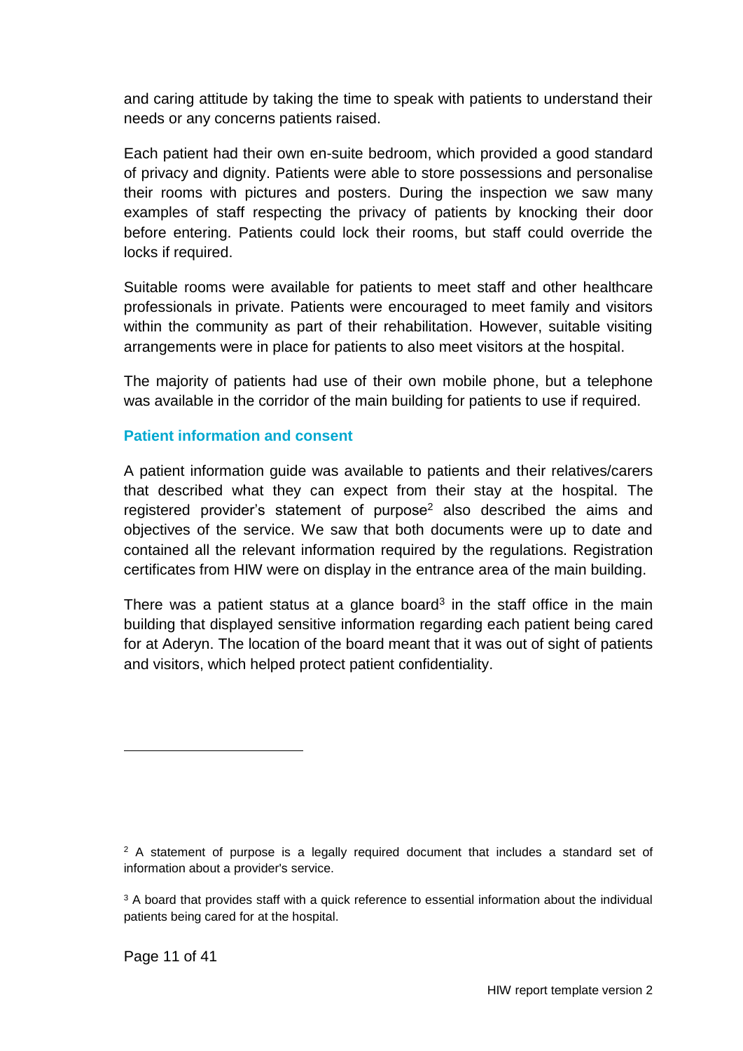and caring attitude by taking the time to speak with patients to understand their needs or any concerns patients raised.

Each patient had their own en-suite bedroom, which provided a good standard of privacy and dignity. Patients were able to store possessions and personalise their rooms with pictures and posters. During the inspection we saw many examples of staff respecting the privacy of patients by knocking their door before entering. Patients could lock their rooms, but staff could override the locks if required.

Suitable rooms were available for patients to meet staff and other healthcare professionals in private. Patients were encouraged to meet family and visitors within the community as part of their rehabilitation. However, suitable visiting arrangements were in place for patients to also meet visitors at the hospital.

The majority of patients had use of their own mobile phone, but a telephone was available in the corridor of the main building for patients to use if required.

### Patient information and consent

A patient information guide was available to patients and their relatives/carers that described what they can expect from their stay at the hospital. The registered provider's statement of purpose[2] also described the aims and objectives of the service. We saw that both documents were up to date and contained all the relevant information required by the regulations. Registration certificates from HIW were on display in the entrance area of the main building.

There was a patient status at a glance board[3] in the staff office in the main building that displayed sensitive information regarding each patient being cared for at Aderyn. The location of the board meant that it was out of sight of patients and visitors, which helped protect patient confidentiality.

---

[2] A statement of purpose is a legally required document that includes a standard set of information about a provider's service.

[3] A board that provides staff with a quick reference to essential information about the individual patients being cared for at the hospital.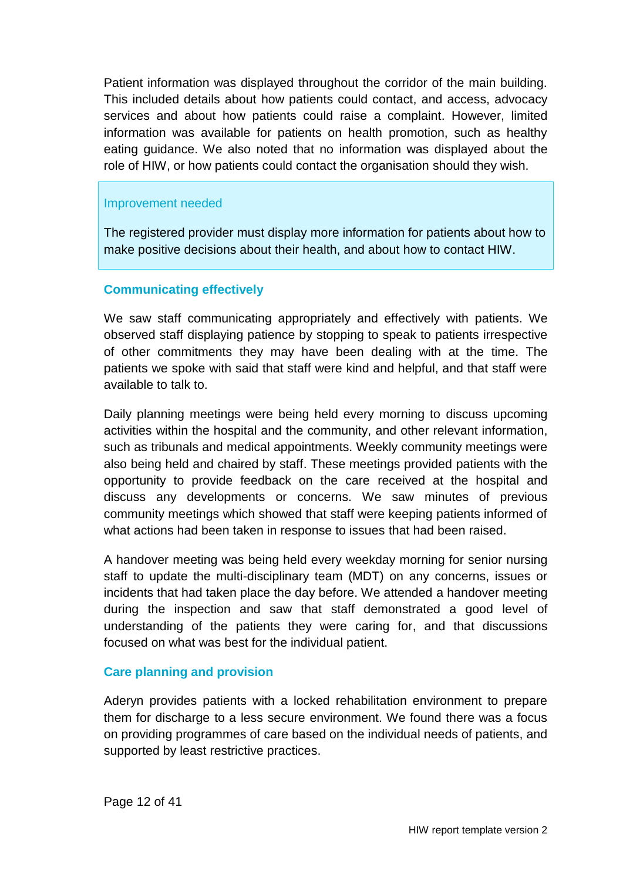Patient information was displayed throughout the corridor of the main building. This included details about how patients could contact, and access, advocacy services and about how patients could raise a complaint. However, limited information was available for patients on health promotion, such as healthy eating guidance. We also noted that no information was displayed about the role of HIW, or how patients could contact the organisation should they wish.

> Improvement needed
>
> The registered provider must display more information for patients about how to make positive decisions about their health, and about how to contact HIW.

### Communicating effectively

We saw staff communicating appropriately and effectively with patients. We observed staff displaying patience by stopping to speak to patients irrespective of other commitments they may have been dealing with at the time. The patients we spoke with said that staff were kind and helpful, and that staff were available to talk to.

Daily planning meetings were being held every morning to discuss upcoming activities within the hospital and the community, and other relevant information, such as tribunals and medical appointments. Weekly community meetings were also being held and chaired by staff. These meetings provided patients with the opportunity to provide feedback on the care received at the hospital and discuss any developments or concerns. We saw minutes of previous community meetings which showed that staff were keeping patients informed of what actions had been taken in response to issues that had been raised.

A handover meeting was being held every weekday morning for senior nursing staff to update the multi-disciplinary team (MDT) on any concerns, issues or incidents that had taken place the day before. We attended a handover meeting during the inspection and saw that staff demonstrated a good level of understanding of the patients they were caring for, and that discussions focused on what was best for the individual patient.

### Care planning and provision

Aderyn provides patients with a locked rehabilitation environment to prepare them for discharge to a less secure environment. We found there was a focus on providing programmes of care based on the individual needs of patients, and supported by least restrictive practices.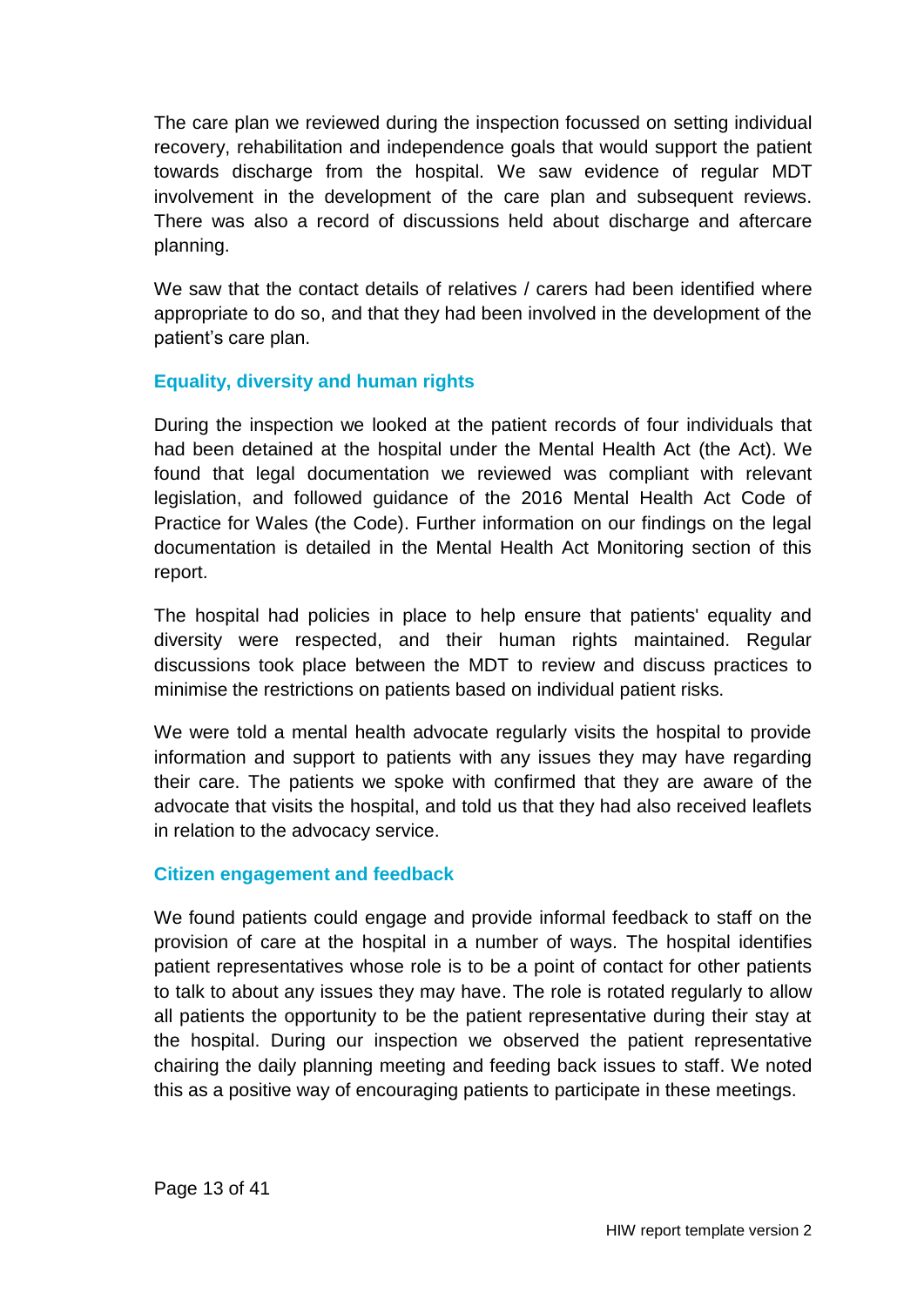The care plan we reviewed during the inspection focussed on setting individual recovery, rehabilitation and independence goals that would support the patient towards discharge from the hospital. We saw evidence of regular MDT involvement in the development of the care plan and subsequent reviews. There was also a record of discussions held about discharge and aftercare planning.

We saw that the contact details of relatives / carers had been identified where appropriate to do so, and that they had been involved in the development of the patient's care plan.

### Equality, diversity and human rights

During the inspection we looked at the patient records of four individuals that had been detained at the hospital under the Mental Health Act (the Act). We found that legal documentation we reviewed was compliant with relevant legislation, and followed guidance of the 2016 Mental Health Act Code of Practice for Wales (the Code). Further information on our findings on the legal documentation is detailed in the Mental Health Act Monitoring section of this report.

The hospital had policies in place to help ensure that patients' equality and diversity were respected, and their human rights maintained. Regular discussions took place between the MDT to review and discuss practices to minimise the restrictions on patients based on individual patient risks.

We were told a mental health advocate regularly visits the hospital to provide information and support to patients with any issues they may have regarding their care. The patients we spoke with confirmed that they are aware of the advocate that visits the hospital, and told us that they had also received leaflets in relation to the advocacy service.

### Citizen engagement and feedback

We found patients could engage and provide informal feedback to staff on the provision of care at the hospital in a number of ways. The hospital identifies patient representatives whose role is to be a point of contact for other patients to talk to about any issues they may have. The role is rotated regularly to allow all patients the opportunity to be the patient representative during their stay at the hospital. During our inspection we observed the patient representative chairing the daily planning meeting and feeding back issues to staff. We noted this as a positive way of encouraging patients to participate in these meetings.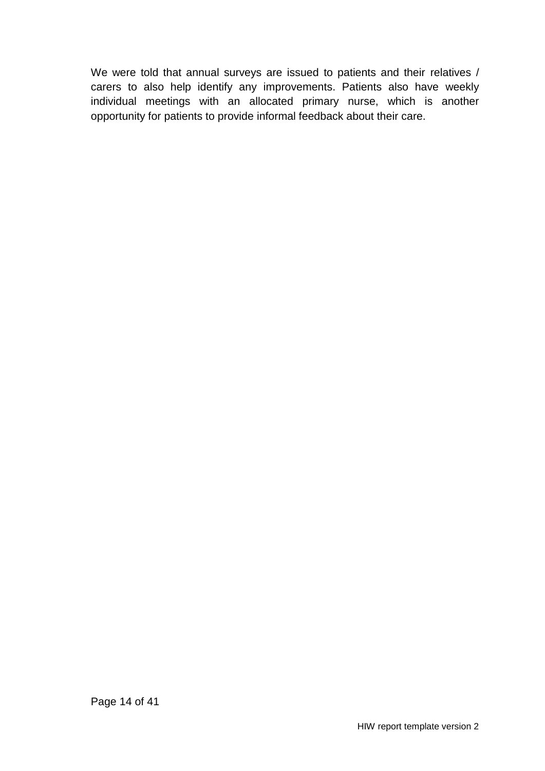We were told that annual surveys are issued to patients and their relatives / carers to also help identify any improvements. Patients also have weekly individual meetings with an allocated primary nurse, which is another opportunity for patients to provide informal feedback about their care.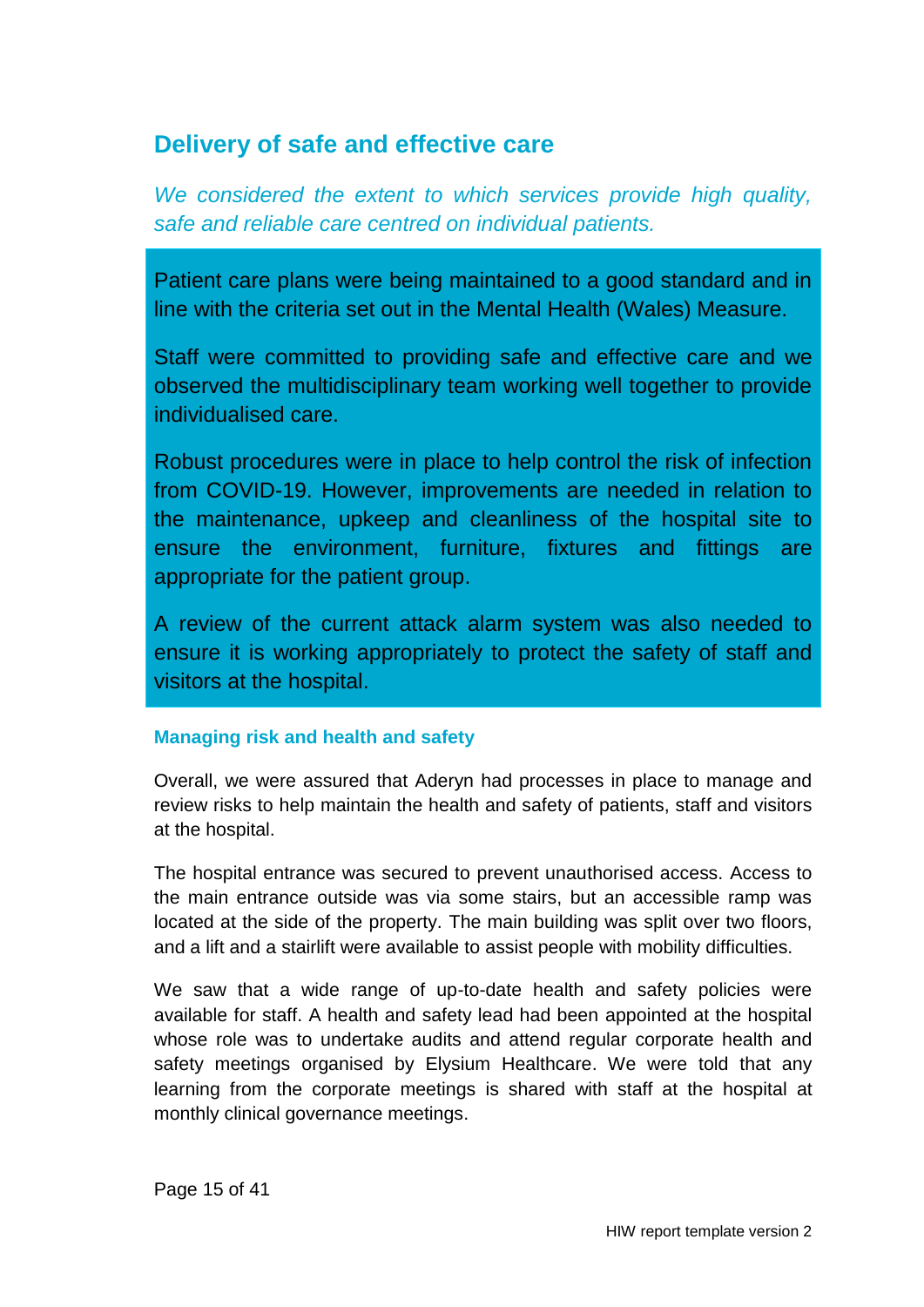## Delivery of safe and effective care

*We considered the extent to which services provide high quality, safe and reliable care centred on individual patients.*

Patient care plans were being maintained to a good standard and in line with the criteria set out in the Mental Health (Wales) Measure.

Staff were committed to providing safe and effective care and we observed the multidisciplinary team working well together to provide individualised care.

Robust procedures were in place to help control the risk of infection from COVID-19. However, improvements are needed in relation to the maintenance, upkeep and cleanliness of the hospital site to ensure the environment, furniture, fixtures and fittings are appropriate for the patient group.

A review of the current attack alarm system was also needed to ensure it is working appropriately to protect the safety of staff and visitors at the hospital.

### Managing risk and health and safety

Overall, we were assured that Aderyn had processes in place to manage and review risks to help maintain the health and safety of patients, staff and visitors at the hospital.

The hospital entrance was secured to prevent unauthorised access. Access to the main entrance outside was via some stairs, but an accessible ramp was located at the side of the property. The main building was split over two floors, and a lift and a stairlift were available to assist people with mobility difficulties.

We saw that a wide range of up-to-date health and safety policies were available for staff. A health and safety lead had been appointed at the hospital whose role was to undertake audits and attend regular corporate health and safety meetings organised by Elysium Healthcare. We were told that any learning from the corporate meetings is shared with staff at the hospital at monthly clinical governance meetings.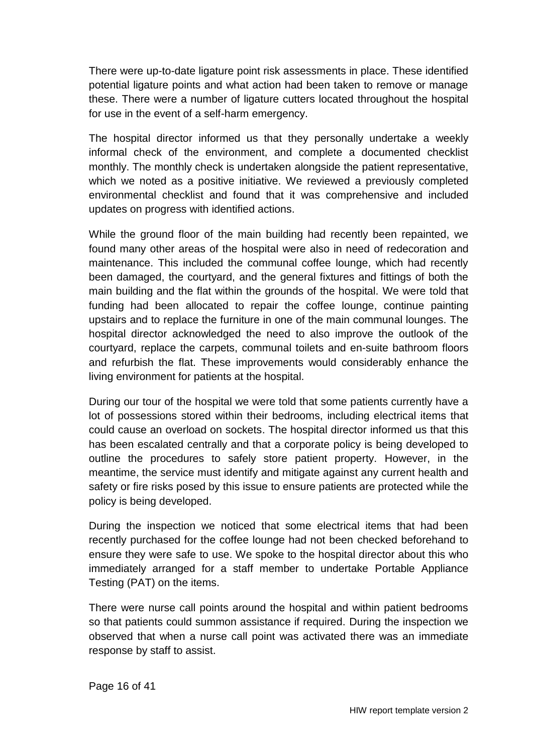There were up-to-date ligature point risk assessments in place. These identified potential ligature points and what action had been taken to remove or manage these. There were a number of ligature cutters located throughout the hospital for use in the event of a self-harm emergency.

The hospital director informed us that they personally undertake a weekly informal check of the environment, and complete a documented checklist monthly. The monthly check is undertaken alongside the patient representative, which we noted as a positive initiative. We reviewed a previously completed environmental checklist and found that it was comprehensive and included updates on progress with identified actions.

While the ground floor of the main building had recently been repainted, we found many other areas of the hospital were also in need of redecoration and maintenance. This included the communal coffee lounge, which had recently been damaged, the courtyard, and the general fixtures and fittings of both the main building and the flat within the grounds of the hospital. We were told that funding had been allocated to repair the coffee lounge, continue painting upstairs and to replace the furniture in one of the main communal lounges. The hospital director acknowledged the need to also improve the outlook of the courtyard, replace the carpets, communal toilets and en-suite bathroom floors and refurbish the flat. These improvements would considerably enhance the living environment for patients at the hospital.

During our tour of the hospital we were told that some patients currently have a lot of possessions stored within their bedrooms, including electrical items that could cause an overload on sockets. The hospital director informed us that this has been escalated centrally and that a corporate policy is being developed to outline the procedures to safely store patient property. However, in the meantime, the service must identify and mitigate against any current health and safety or fire risks posed by this issue to ensure patients are protected while the policy is being developed.

During the inspection we noticed that some electrical items that had been recently purchased for the coffee lounge had not been checked beforehand to ensure they were safe to use. We spoke to the hospital director about this who immediately arranged for a staff member to undertake Portable Appliance Testing (PAT) on the items.

There were nurse call points around the hospital and within patient bedrooms so that patients could summon assistance if required. During the inspection we observed that when a nurse call point was activated there was an immediate response by staff to assist.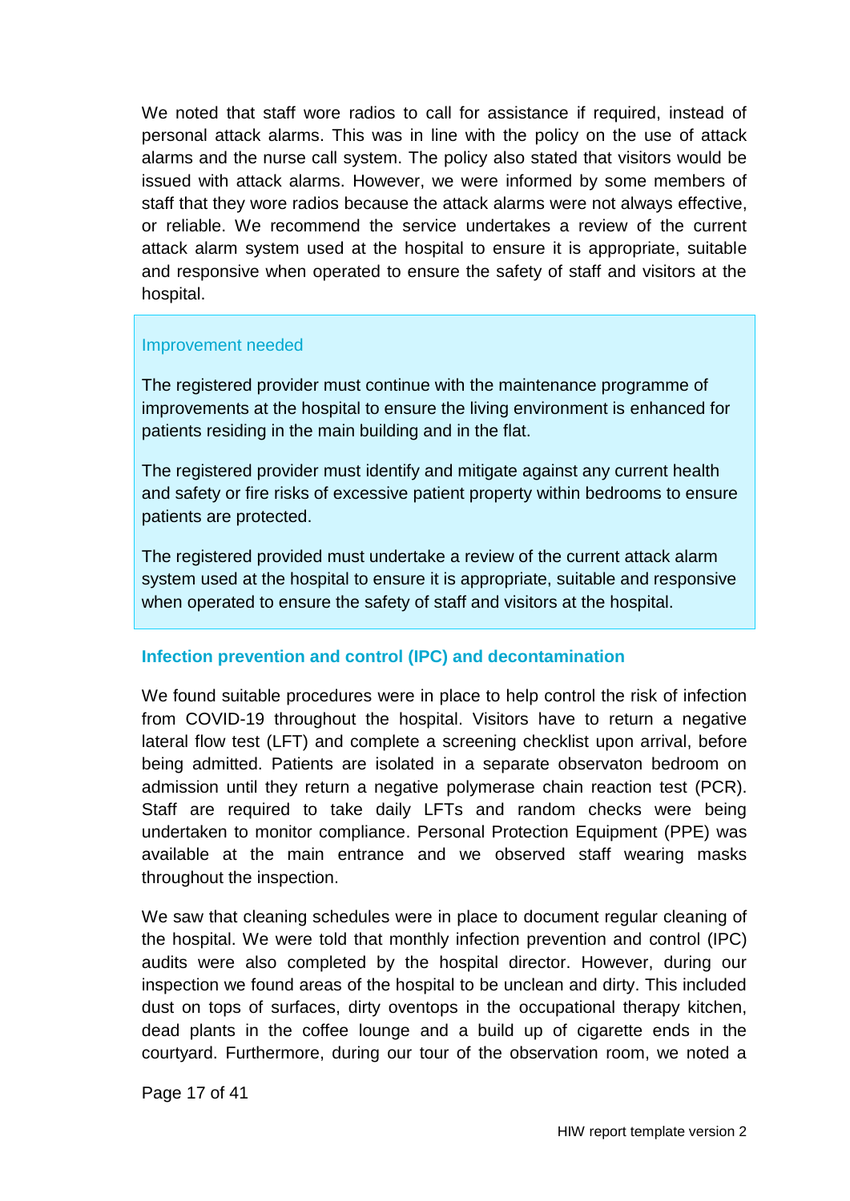We noted that staff wore radios to call for assistance if required, instead of personal attack alarms. This was in line with the policy on the use of attack alarms and the nurse call system. The policy also stated that visitors would be issued with attack alarms. However, we were informed by some members of staff that they wore radios because the attack alarms were not always effective, or reliable. We recommend the service undertakes a review of the current attack alarm system used at the hospital to ensure it is appropriate, suitable and responsive when operated to ensure the safety of staff and visitors at the hospital.

> Improvement needed
>
> The registered provider must continue with the maintenance programme of improvements at the hospital to ensure the living environment is enhanced for patients residing in the main building and in the flat.
>
> The registered provider must identify and mitigate against any current health and safety or fire risks of excessive patient property within bedrooms to ensure patients are protected.
>
> The registered provided must undertake a review of the current attack alarm system used at the hospital to ensure it is appropriate, suitable and responsive when operated to ensure the safety of staff and visitors at the hospital.

### Infection prevention and control (IPC) and decontamination

We found suitable procedures were in place to help control the risk of infection from COVID-19 throughout the hospital. Visitors have to return a negative lateral flow test (LFT) and complete a screening checklist upon arrival, before being admitted. Patients are isolated in a separate observaton bedroom on admission until they return a negative polymerase chain reaction test (PCR). Staff are required to take daily LFTs and random checks were being undertaken to monitor compliance. Personal Protection Equipment (PPE) was available at the main entrance and we observed staff wearing masks throughout the inspection.

We saw that cleaning schedules were in place to document regular cleaning of the hospital. We were told that monthly infection prevention and control (IPC) audits were also completed by the hospital director. However, during our inspection we found areas of the hospital to be unclean and dirty. This included dust on tops of surfaces, dirty oventops in the occupational therapy kitchen, dead plants in the coffee lounge and a build up of cigarette ends in the courtyard. Furthermore, during our tour of the observation room, we noted a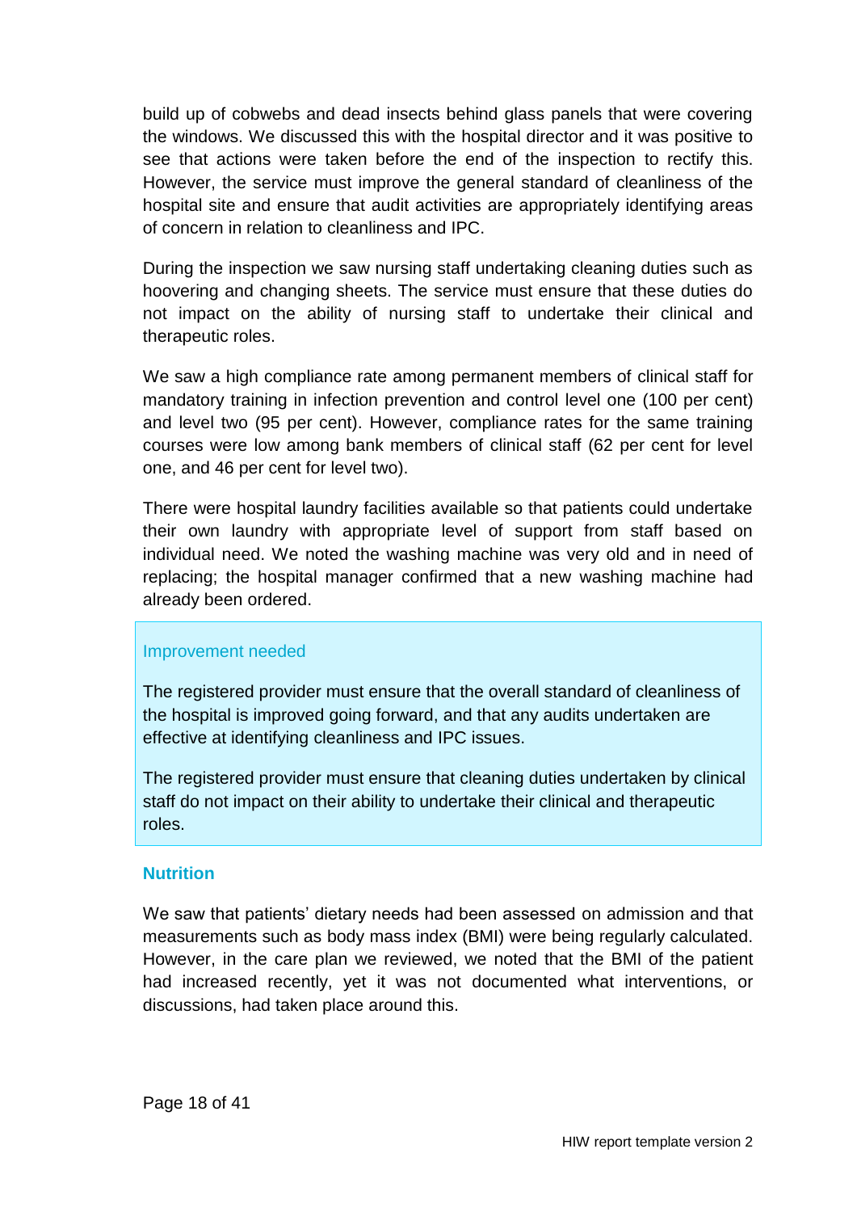build up of cobwebs and dead insects behind glass panels that were covering the windows. We discussed this with the hospital director and it was positive to see that actions were taken before the end of the inspection to rectify this. However, the service must improve the general standard of cleanliness of the hospital site and ensure that audit activities are appropriately identifying areas of concern in relation to cleanliness and IPC.

During the inspection we saw nursing staff undertaking cleaning duties such as hoovering and changing sheets. The service must ensure that these duties do not impact on the ability of nursing staff to undertake their clinical and therapeutic roles.

We saw a high compliance rate among permanent members of clinical staff for mandatory training in infection prevention and control level one (100 per cent) and level two (95 per cent). However, compliance rates for the same training courses were low among bank members of clinical staff (62 per cent for level one, and 46 per cent for level two).

There were hospital laundry facilities available so that patients could undertake their own laundry with appropriate level of support from staff based on individual need. We noted the washing machine was very old and in need of replacing; the hospital manager confirmed that a new washing machine had already been ordered.

> Improvement needed
>
> The registered provider must ensure that the overall standard of cleanliness of the hospital is improved going forward, and that any audits undertaken are effective at identifying cleanliness and IPC issues.
>
> The registered provider must ensure that cleaning duties undertaken by clinical staff do not impact on their ability to undertake their clinical and therapeutic roles.

### Nutrition

We saw that patients' dietary needs had been assessed on admission and that measurements such as body mass index (BMI) were being regularly calculated. However, in the care plan we reviewed, we noted that the BMI of the patient had increased recently, yet it was not documented what interventions, or discussions, had taken place around this.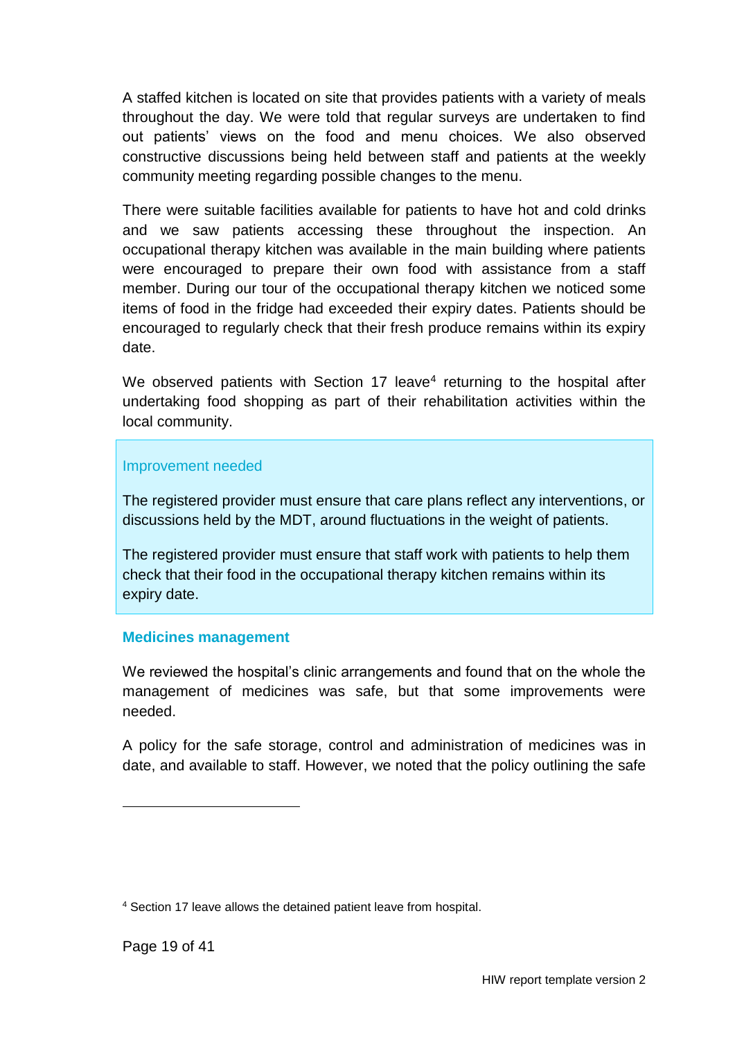A staffed kitchen is located on site that provides patients with a variety of meals throughout the day. We were told that regular surveys are undertaken to find out patients' views on the food and menu choices. We also observed constructive discussions being held between staff and patients at the weekly community meeting regarding possible changes to the menu.

There were suitable facilities available for patients to have hot and cold drinks and we saw patients accessing these throughout the inspection. An occupational therapy kitchen was available in the main building where patients were encouraged to prepare their own food with assistance from a staff member. During our tour of the occupational therapy kitchen we noticed some items of food in the fridge had exceeded their expiry dates. Patients should be encouraged to regularly check that their fresh produce remains within its expiry date.

We observed patients with Section 17 leave[4] returning to the hospital after undertaking food shopping as part of their rehabilitation activities within the local community.

> Improvement needed
>
> The registered provider must ensure that care plans reflect any interventions, or discussions held by the MDT, around fluctuations in the weight of patients.
>
> The registered provider must ensure that staff work with patients to help them check that their food in the occupational therapy kitchen remains within its expiry date.

### Medicines management

We reviewed the hospital's clinic arrangements and found that on the whole the management of medicines was safe, but that some improvements were needed.

A policy for the safe storage, control and administration of medicines was in date, and available to staff. However, we noted that the policy outlining the safe

[4] Section 17 leave allows the detained patient leave from hospital.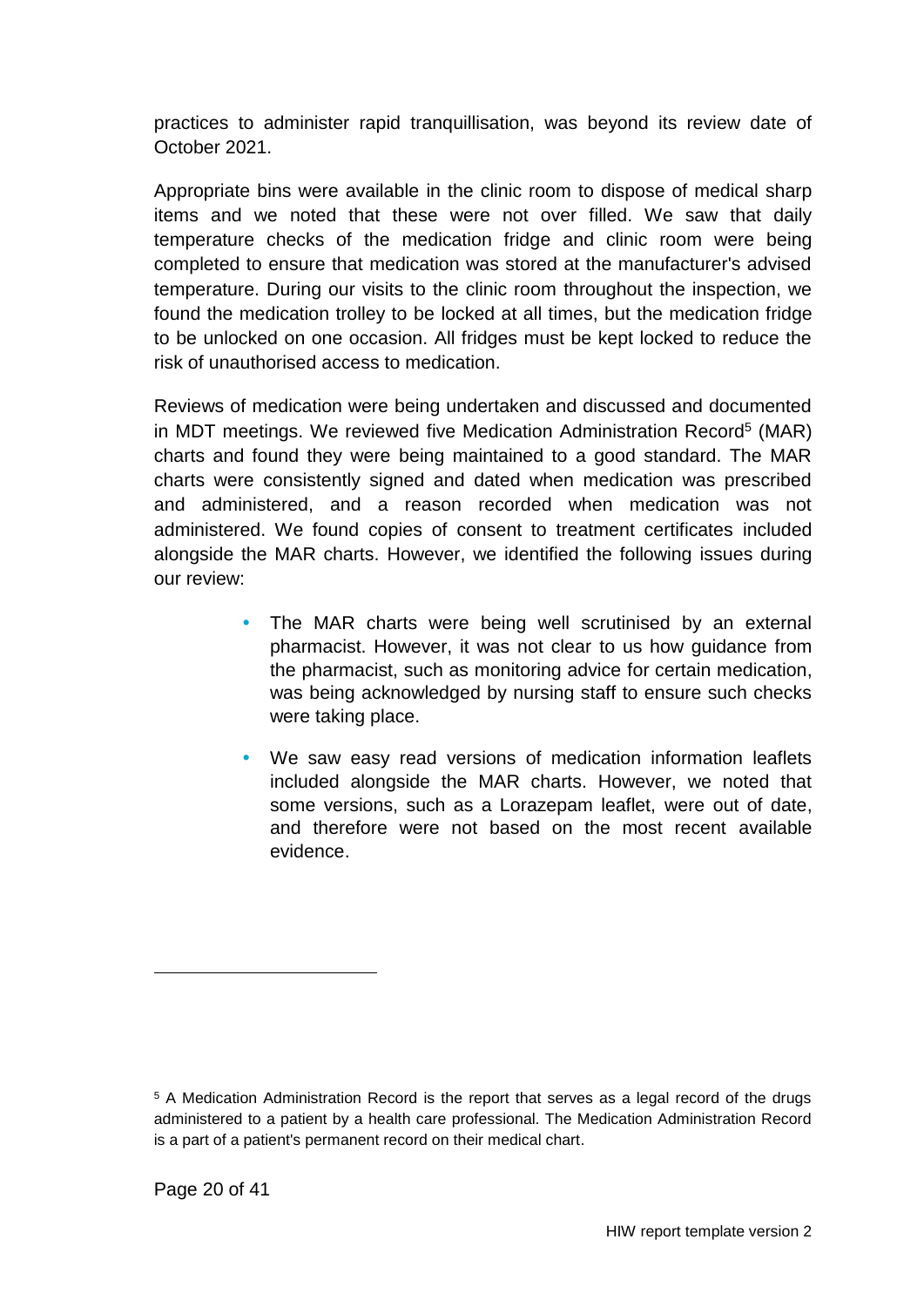practices to administer rapid tranquillisation, was beyond its review date of October 2021.

Appropriate bins were available in the clinic room to dispose of medical sharp items and we noted that these were not over filled. We saw that daily temperature checks of the medication fridge and clinic room were being completed to ensure that medication was stored at the manufacturer's advised temperature. During our visits to the clinic room throughout the inspection, we found the medication trolley to be locked at all times, but the medication fridge to be unlocked on one occasion. All fridges must be kept locked to reduce the risk of unauthorised access to medication.

Reviews of medication were being undertaken and discussed and documented in MDT meetings. We reviewed five Medication Administration Record[5] (MAR) charts and found they were being maintained to a good standard. The MAR charts were consistently signed and dated when medication was prescribed and administered, and a reason recorded when medication was not administered. We found copies of consent to treatment certificates included alongside the MAR charts. However, we identified the following issues during our review:

- The MAR charts were being well scrutinised by an external pharmacist. However, it was not clear to us how guidance from the pharmacist, such as monitoring advice for certain medication, was being acknowledged by nursing staff to ensure such checks were taking place.
- We saw easy read versions of medication information leaflets included alongside the MAR charts. However, we noted that some versions, such as a Lorazepam leaflet, were out of date, and therefore were not based on the most recent available evidence.

---

[5] A Medication Administration Record is the report that serves as a legal record of the drugs administered to a patient by a health care professional. The Medication Administration Record is a part of a patient's permanent record on their medical chart.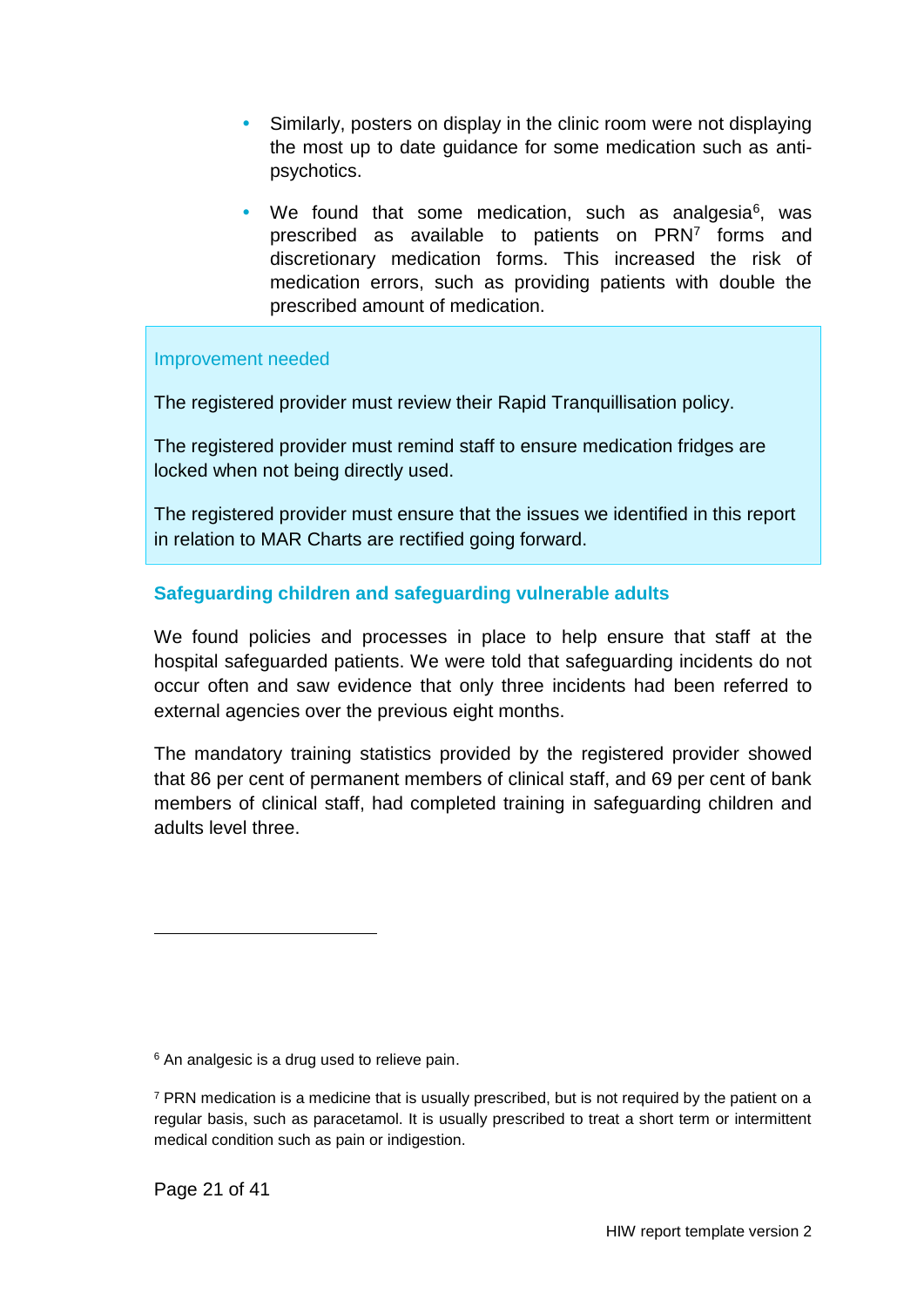- Similarly, posters on display in the clinic room were not displaying the most up to date guidance for some medication such as anti-psychotics.
- We found that some medication, such as analgesia[6], was prescribed as available to patients on PRN[7] forms and discretionary medication forms. This increased the risk of medication errors, such as providing patients with double the prescribed amount of medication.

**Improvement needed**

The registered provider must review their Rapid Tranquillisation policy.

The registered provider must remind staff to ensure medication fridges are locked when not being directly used.

The registered provider must ensure that the issues we identified in this report in relation to MAR Charts are rectified going forward.

### Safeguarding children and safeguarding vulnerable adults

We found policies and processes in place to help ensure that staff at the hospital safeguarded patients. We were told that safeguarding incidents do not occur often and saw evidence that only three incidents had been referred to external agencies over the previous eight months.

The mandatory training statistics provided by the registered provider showed that 86 per cent of permanent members of clinical staff, and 69 per cent of bank members of clinical staff, had completed training in safeguarding children and adults level three.

---

[6] An analgesic is a drug used to relieve pain.

[7] PRN medication is a medicine that is usually prescribed, but is not required by the patient on a regular basis, such as paracetamol. It is usually prescribed to treat a short term or intermittent medical condition such as pain or indigestion.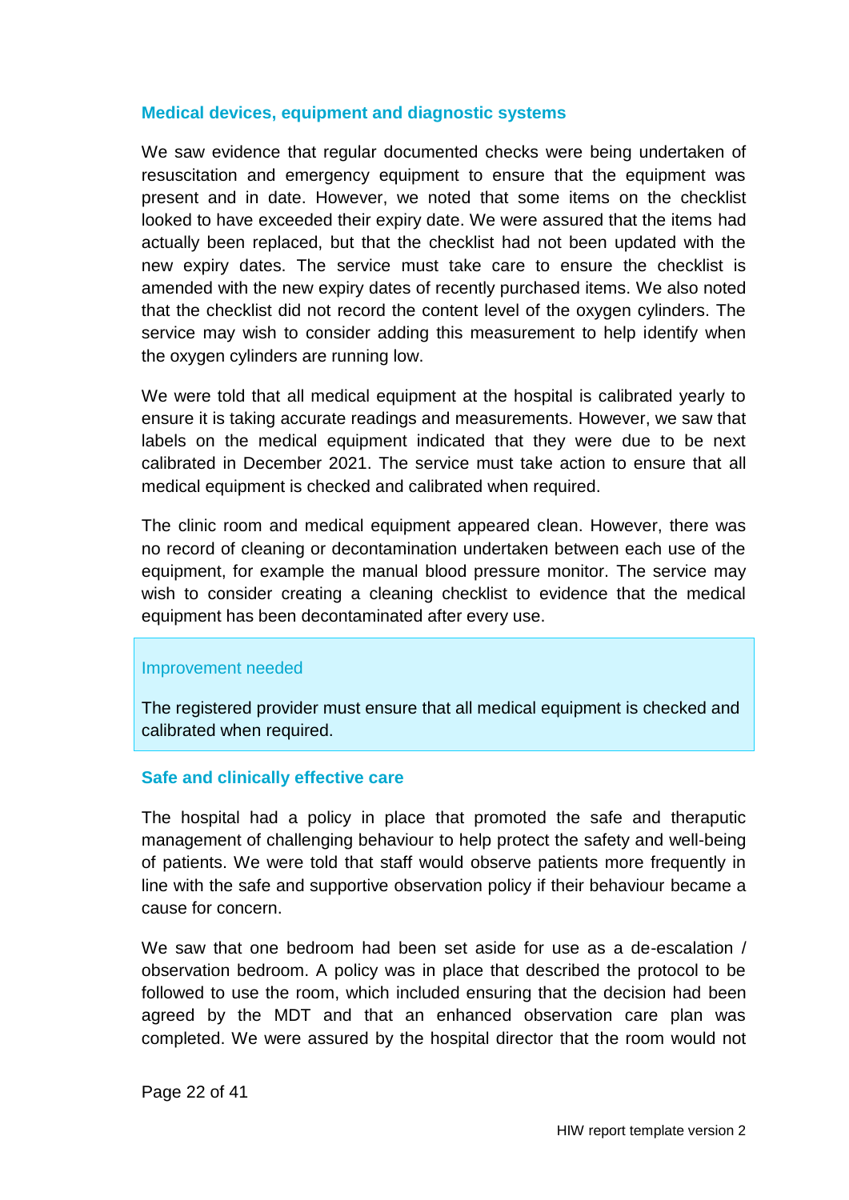### Medical devices, equipment and diagnostic systems

We saw evidence that regular documented checks were being undertaken of resuscitation and emergency equipment to ensure that the equipment was present and in date. However, we noted that some items on the checklist looked to have exceeded their expiry date. We were assured that the items had actually been replaced, but that the checklist had not been updated with the new expiry dates. The service must take care to ensure the checklist is amended with the new expiry dates of recently purchased items. We also noted that the checklist did not record the content level of the oxygen cylinders. The service may wish to consider adding this measurement to help identify when the oxygen cylinders are running low.

We were told that all medical equipment at the hospital is calibrated yearly to ensure it is taking accurate readings and measurements. However, we saw that labels on the medical equipment indicated that they were due to be next calibrated in December 2021. The service must take action to ensure that all medical equipment is checked and calibrated when required.

The clinic room and medical equipment appeared clean. However, there was no record of cleaning or decontamination undertaken between each use of the equipment, for example the manual blood pressure monitor. The service may wish to consider creating a cleaning checklist to evidence that the medical equipment has been decontaminated after every use.

> Improvement needed
>
> The registered provider must ensure that all medical equipment is checked and calibrated when required.

### Safe and clinically effective care

The hospital had a policy in place that promoted the safe and theraputic management of challenging behaviour to help protect the safety and well-being of patients. We were told that staff would observe patients more frequently in line with the safe and supportive observation policy if their behaviour became a cause for concern.

We saw that one bedroom had been set aside for use as a de-escalation / observation bedroom. A policy was in place that described the protocol to be followed to use the room, which included ensuring that the decision had been agreed by the MDT and that an enhanced observation care plan was completed. We were assured by the hospital director that the room would not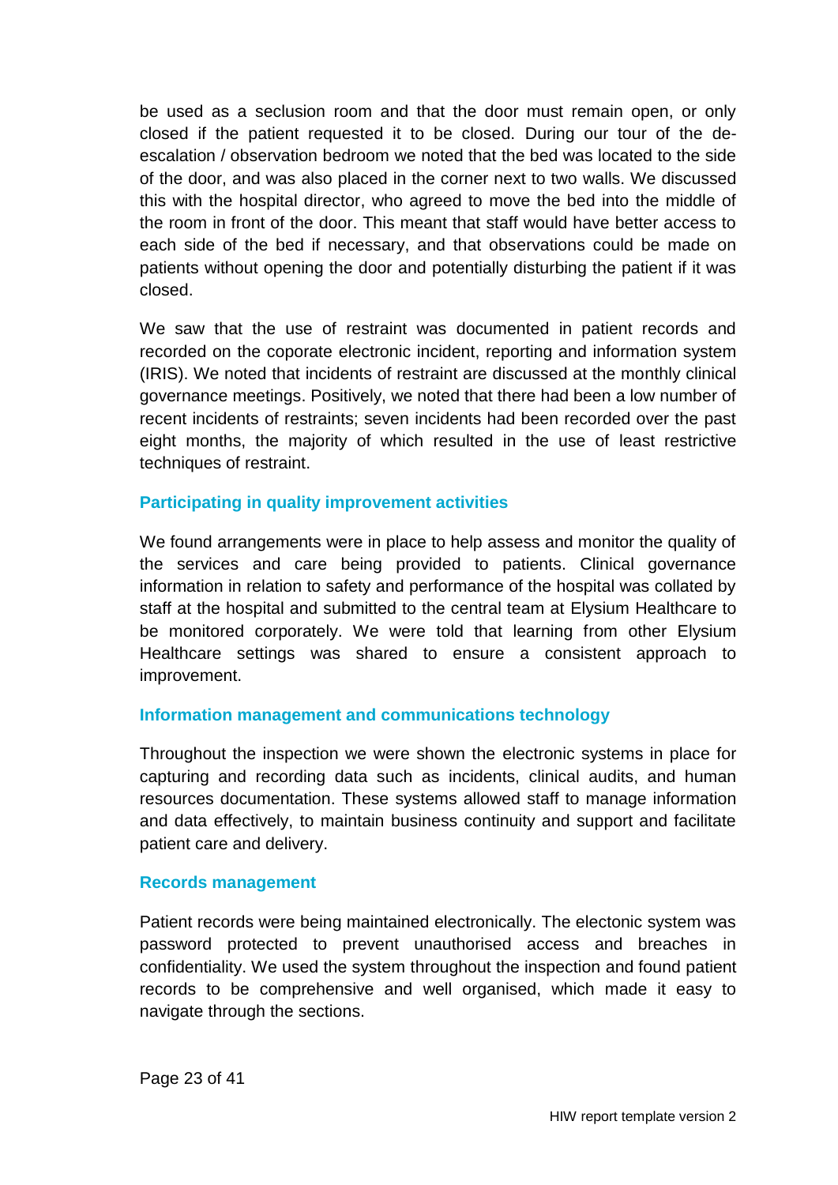be used as a seclusion room and that the door must remain open, or only closed if the patient requested it to be closed. During our tour of the de-escalation / observation bedroom we noted that the bed was located to the side of the door, and was also placed in the corner next to two walls. We discussed this with the hospital director, who agreed to move the bed into the middle of the room in front of the door. This meant that staff would have better access to each side of the bed if necessary, and that observations could be made on patients without opening the door and potentially disturbing the patient if it was closed.

We saw that the use of restraint was documented in patient records and recorded on the coporate electronic incident, reporting and information system (IRIS). We noted that incidents of restraint are discussed at the monthly clinical governance meetings. Positively, we noted that there had been a low number of recent incidents of restraints; seven incidents had been recorded over the past eight months, the majority of which resulted in the use of least restrictive techniques of restraint.

### Participating in quality improvement activities

We found arrangements were in place to help assess and monitor the quality of the services and care being provided to patients. Clinical governance information in relation to safety and performance of the hospital was collated by staff at the hospital and submitted to the central team at Elysium Healthcare to be monitored corporately. We were told that learning from other Elysium Healthcare settings was shared to ensure a consistent approach to improvement.

### Information management and communications technology

Throughout the inspection we were shown the electronic systems in place for capturing and recording data such as incidents, clinical audits, and human resources documentation. These systems allowed staff to manage information and data effectively, to maintain business continuity and support and facilitate patient care and delivery.

### Records management

Patient records were being maintained electronically. The electonic system was password protected to prevent unauthorised access and breaches in confidentiality. We used the system throughout the inspection and found patient records to be comprehensive and well organised, which made it easy to navigate through the sections.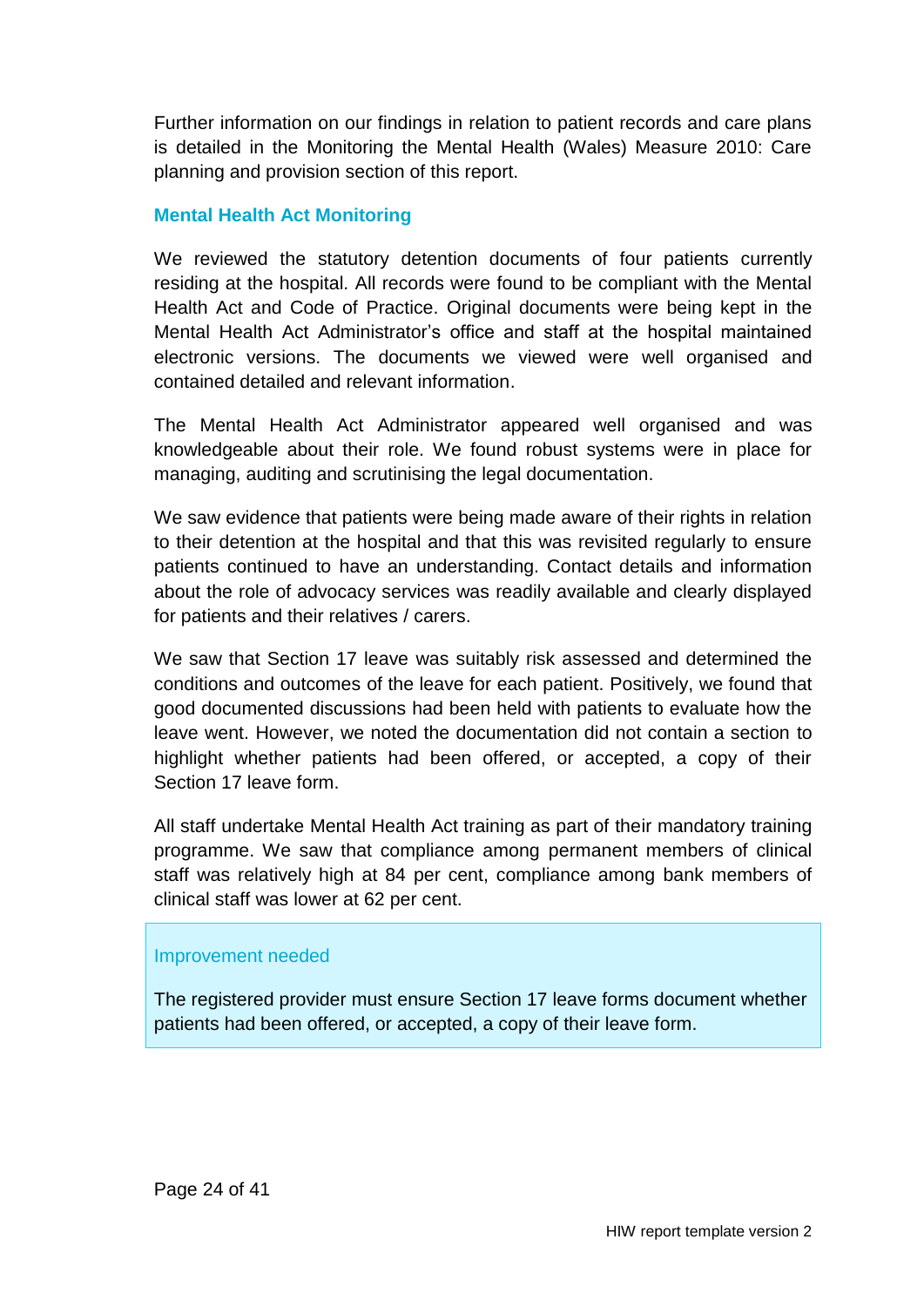Further information on our findings in relation to patient records and care plans is detailed in the Monitoring the Mental Health (Wales) Measure 2010: Care planning and provision section of this report.

### Mental Health Act Monitoring

We reviewed the statutory detention documents of four patients currently residing at the hospital. All records were found to be compliant with the Mental Health Act and Code of Practice. Original documents were being kept in the Mental Health Act Administrator's office and staff at the hospital maintained electronic versions. The documents we viewed were well organised and contained detailed and relevant information.

The Mental Health Act Administrator appeared well organised and was knowledgeable about their role. We found robust systems were in place for managing, auditing and scrutinising the legal documentation.

We saw evidence that patients were being made aware of their rights in relation to their detention at the hospital and that this was revisited regularly to ensure patients continued to have an understanding. Contact details and information about the role of advocacy services was readily available and clearly displayed for patients and their relatives / carers.

We saw that Section 17 leave was suitably risk assessed and determined the conditions and outcomes of the leave for each patient. Positively, we found that good documented discussions had been held with patients to evaluate how the leave went. However, we noted the documentation did not contain a section to highlight whether patients had been offered, or accepted, a copy of their Section 17 leave form.

All staff undertake Mental Health Act training as part of their mandatory training programme. We saw that compliance among permanent members of clinical staff was relatively high at 84 per cent, compliance among bank members of clinical staff was lower at 62 per cent.

**Improvement needed**

The registered provider must ensure Section 17 leave forms document whether patients had been offered, or accepted, a copy of their leave form.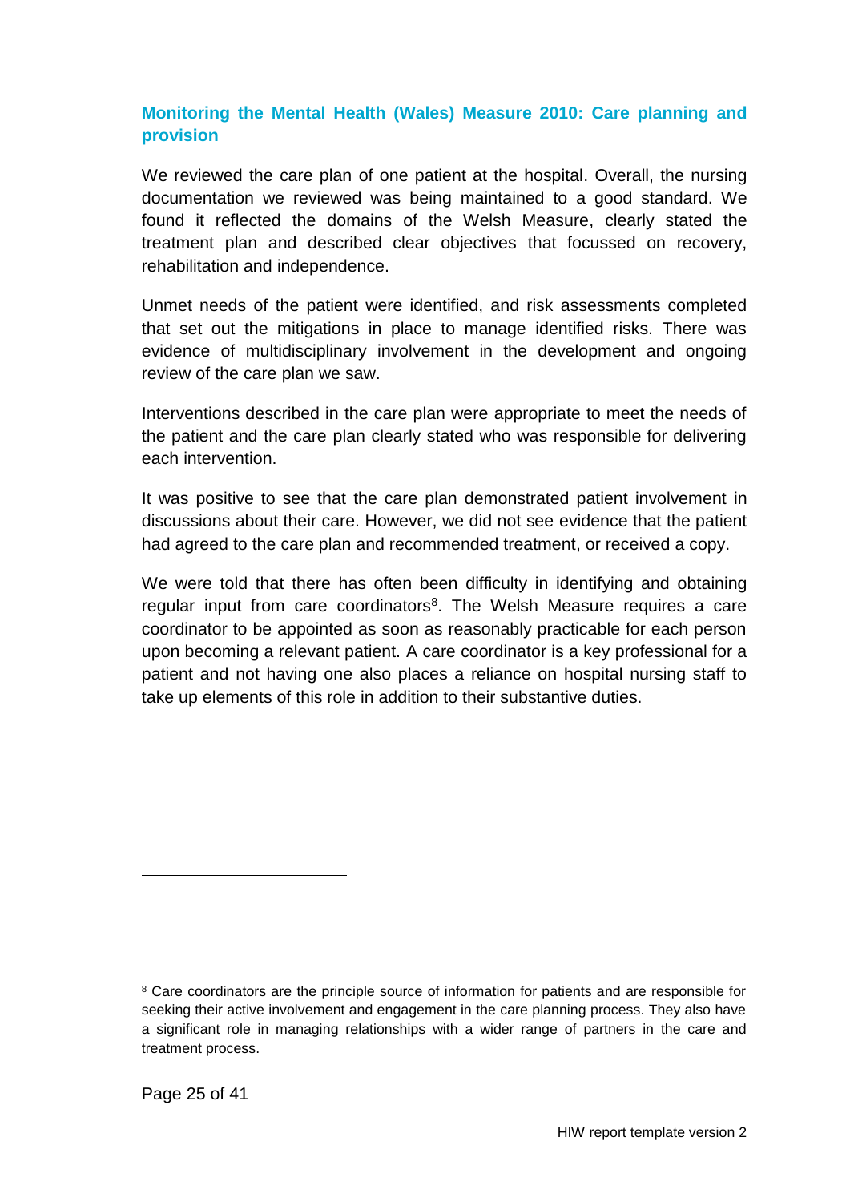### Monitoring the Mental Health (Wales) Measure 2010: Care planning and provision

We reviewed the care plan of one patient at the hospital. Overall, the nursing documentation we reviewed was being maintained to a good standard. We found it reflected the domains of the Welsh Measure, clearly stated the treatment plan and described clear objectives that focussed on recovery, rehabilitation and independence.

Unmet needs of the patient were identified, and risk assessments completed that set out the mitigations in place to manage identified risks. There was evidence of multidisciplinary involvement in the development and ongoing review of the care plan we saw.

Interventions described in the care plan were appropriate to meet the needs of the patient and the care plan clearly stated who was responsible for delivering each intervention.

It was positive to see that the care plan demonstrated patient involvement in discussions about their care. However, we did not see evidence that the patient had agreed to the care plan and recommended treatment, or received a copy.

We were told that there has often been difficulty in identifying and obtaining regular input from care coordinators[8]. The Welsh Measure requires a care coordinator to be appointed as soon as reasonably practicable for each person upon becoming a relevant patient. A care coordinator is a key professional for a patient and not having one also places a reliance on hospital nursing staff to take up elements of this role in addition to their substantive duties.

---

[8] Care coordinators are the principle source of information for patients and are responsible for seeking their active involvement and engagement in the care planning process. They also have a significant role in managing relationships with a wider range of partners in the care and treatment process.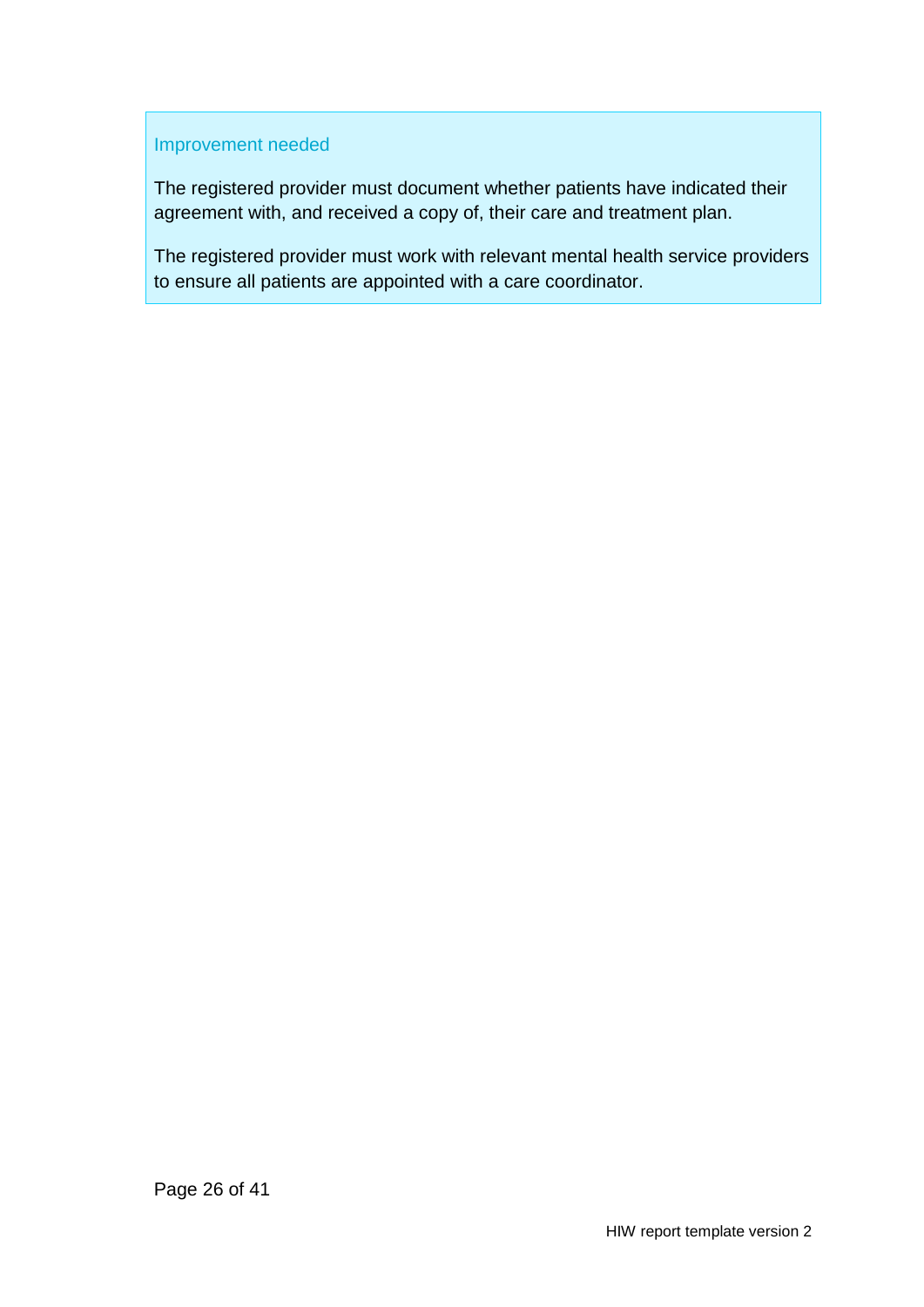Improvement needed

The registered provider must document whether patients have indicated their agreement with, and received a copy of, their care and treatment plan.

The registered provider must work with relevant mental health service providers to ensure all patients are appointed with a care coordinator.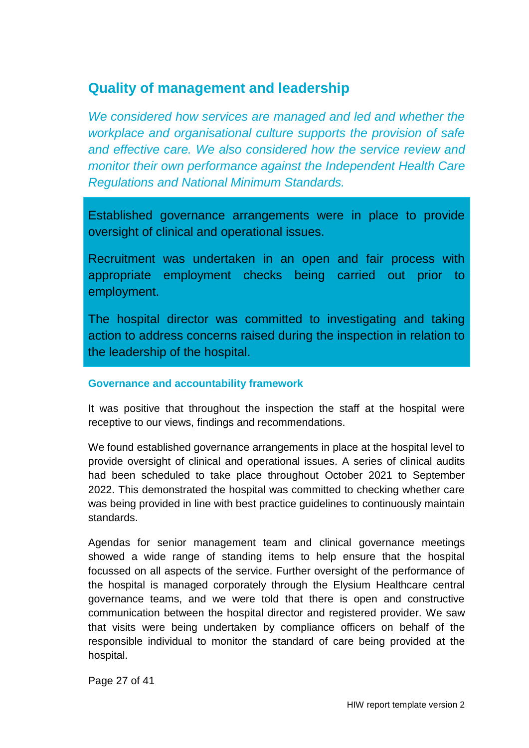## Quality of management and leadership

*We considered how services are managed and led and whether the workplace and organisational culture supports the provision of safe and effective care. We also considered how the service review and monitor their own performance against the Independent Health Care Regulations and National Minimum Standards.*

Established governance arrangements were in place to provide oversight of clinical and operational issues.

Recruitment was undertaken in an open and fair process with appropriate employment checks being carried out prior to employment.

The hospital director was committed to investigating and taking action to address concerns raised during the inspection in relation to the leadership of the hospital.

### Governance and accountability framework

It was positive that throughout the inspection the staff at the hospital were receptive to our views, findings and recommendations.

We found established governance arrangements in place at the hospital level to provide oversight of clinical and operational issues. A series of clinical audits had been scheduled to take place throughout October 2021 to September 2022. This demonstrated the hospital was committed to checking whether care was being provided in line with best practice guidelines to continuously maintain standards.

Agendas for senior management team and clinical governance meetings showed a wide range of standing items to help ensure that the hospital focussed on all aspects of the service. Further oversight of the performance of the hospital is managed corporately through the Elysium Healthcare central governance teams, and we were told that there is open and constructive communication between the hospital director and registered provider. We saw that visits were being undertaken by compliance officers on behalf of the responsible individual to monitor the standard of care being provided at the hospital.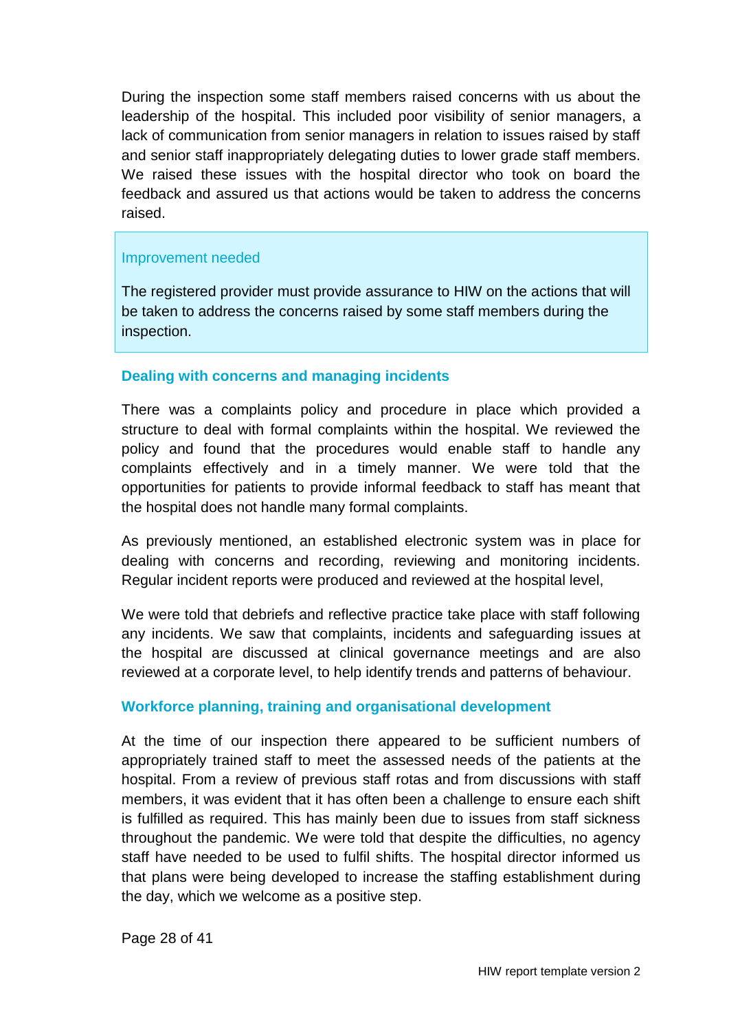During the inspection some staff members raised concerns with us about the leadership of the hospital. This included poor visibility of senior managers, a lack of communication from senior managers in relation to issues raised by staff and senior staff inappropriately delegating duties to lower grade staff members. We raised these issues with the hospital director who took on board the feedback and assured us that actions would be taken to address the concerns raised.

> Improvement needed
>
> The registered provider must provide assurance to HIW on the actions that will be taken to address the concerns raised by some staff members during the inspection.

### Dealing with concerns and managing incidents

There was a complaints policy and procedure in place which provided a structure to deal with formal complaints within the hospital. We reviewed the policy and found that the procedures would enable staff to handle any complaints effectively and in a timely manner. We were told that the opportunities for patients to provide informal feedback to staff has meant that the hospital does not handle many formal complaints.

As previously mentioned, an established electronic system was in place for dealing with concerns and recording, reviewing and monitoring incidents. Regular incident reports were produced and reviewed at the hospital level,

We were told that debriefs and reflective practice take place with staff following any incidents. We saw that complaints, incidents and safeguarding issues at the hospital are discussed at clinical governance meetings and are also reviewed at a corporate level, to help identify trends and patterns of behaviour.

### Workforce planning, training and organisational development

At the time of our inspection there appeared to be sufficient numbers of appropriately trained staff to meet the assessed needs of the patients at the hospital. From a review of previous staff rotas and from discussions with staff members, it was evident that it has often been a challenge to ensure each shift is fulfilled as required. This has mainly been due to issues from staff sickness throughout the pandemic. We were told that despite the difficulties, no agency staff have needed to be used to fulfil shifts. The hospital director informed us that plans were being developed to increase the staffing establishment during the day, which we welcome as a positive step.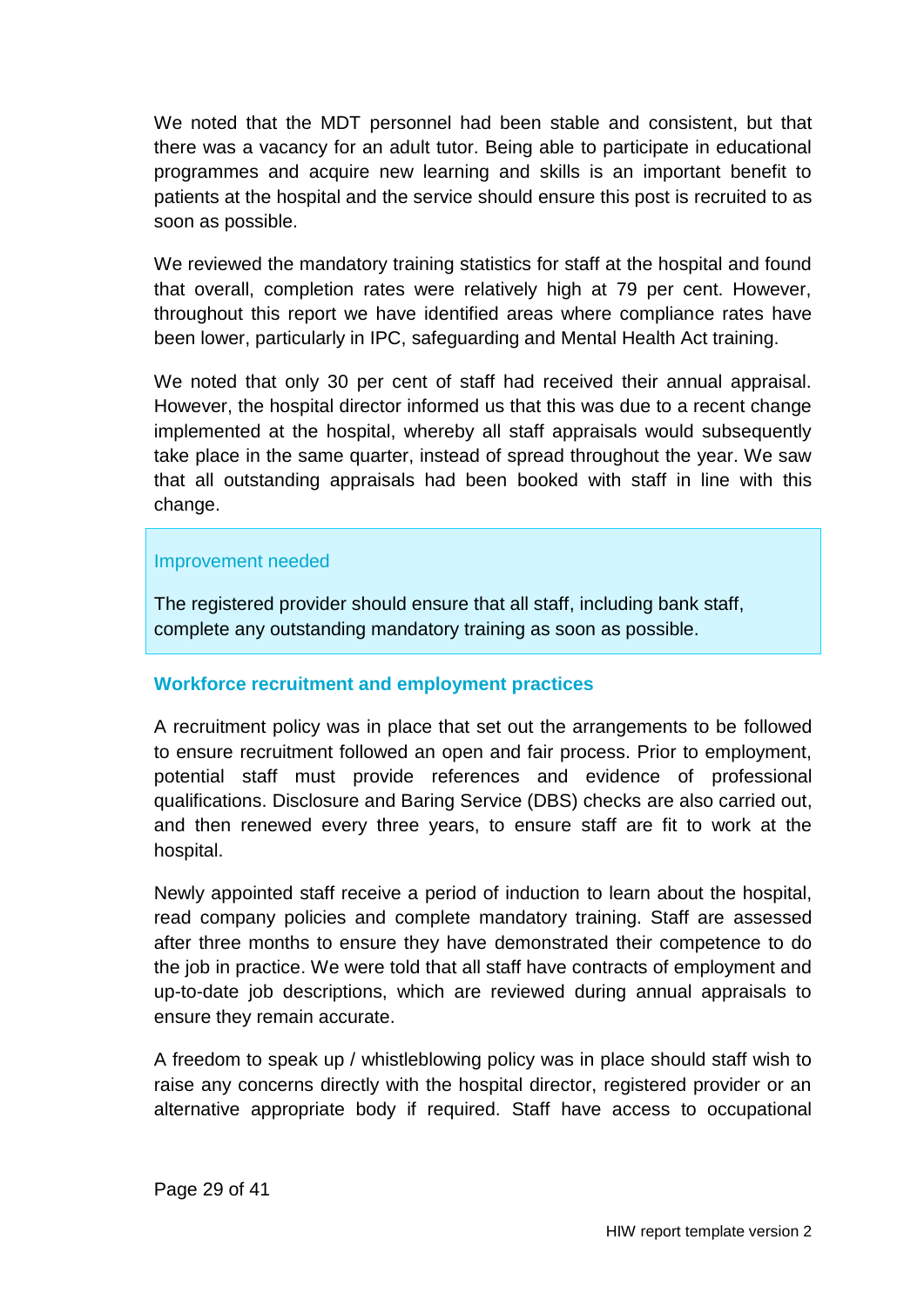We noted that the MDT personnel had been stable and consistent, but that there was a vacancy for an adult tutor. Being able to participate in educational programmes and acquire new learning and skills is an important benefit to patients at the hospital and the service should ensure this post is recruited to as soon as possible.

We reviewed the mandatory training statistics for staff at the hospital and found that overall, completion rates were relatively high at 79 per cent. However, throughout this report we have identified areas where compliance rates have been lower, particularly in IPC, safeguarding and Mental Health Act training.

We noted that only 30 per cent of staff had received their annual appraisal. However, the hospital director informed us that this was due to a recent change implemented at the hospital, whereby all staff appraisals would subsequently take place in the same quarter, instead of spread throughout the year. We saw that all outstanding appraisals had been booked with staff in line with this change.

> Improvement needed
>
> The registered provider should ensure that all staff, including bank staff, complete any outstanding mandatory training as soon as possible.

### Workforce recruitment and employment practices

A recruitment policy was in place that set out the arrangements to be followed to ensure recruitment followed an open and fair process. Prior to employment, potential staff must provide references and evidence of professional qualifications. Disclosure and Baring Service (DBS) checks are also carried out, and then renewed every three years, to ensure staff are fit to work at the hospital.

Newly appointed staff receive a period of induction to learn about the hospital, read company policies and complete mandatory training. Staff are assessed after three months to ensure they have demonstrated their competence to do the job in practice. We were told that all staff have contracts of employment and up-to-date job descriptions, which are reviewed during annual appraisals to ensure they remain accurate.

A freedom to speak up / whistleblowing policy was in place should staff wish to raise any concerns directly with the hospital director, registered provider or an alternative appropriate body if required. Staff have access to occupational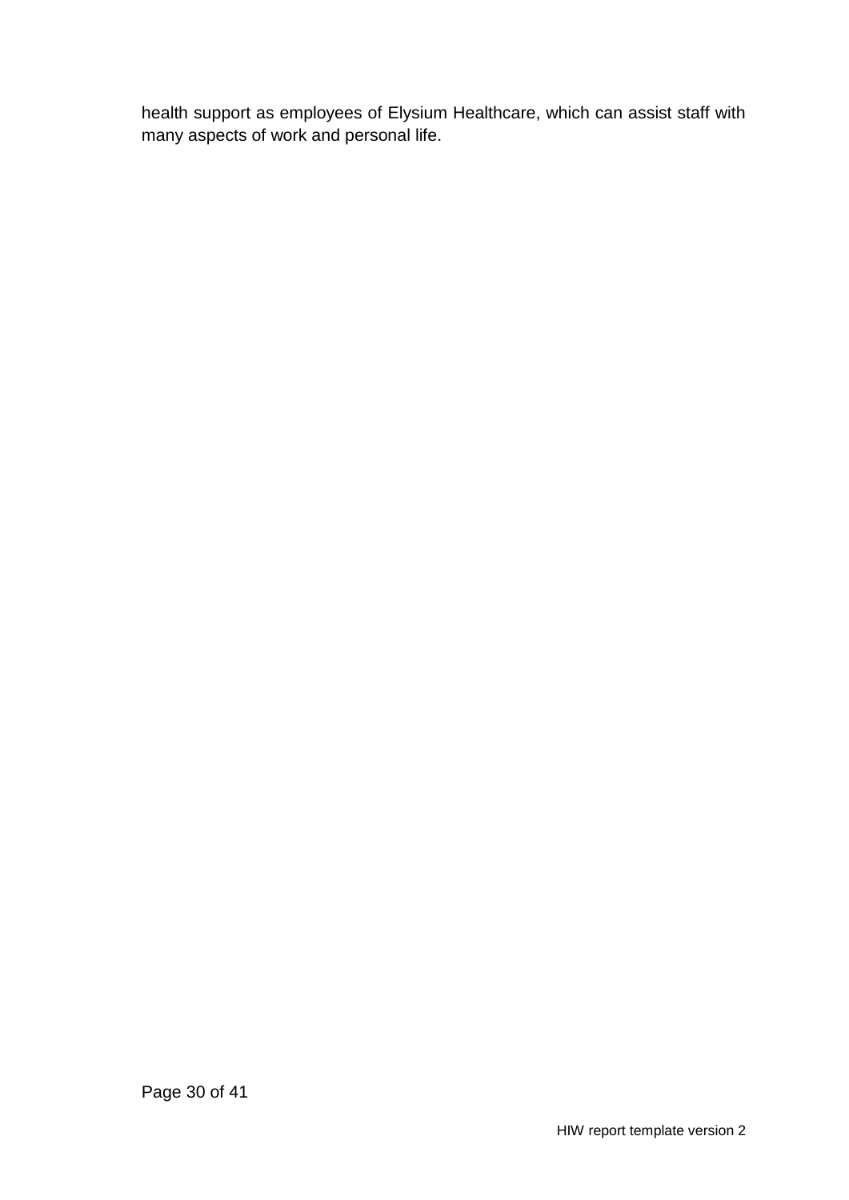health support as employees of Elysium Healthcare, which can assist staff with many aspects of work and personal life.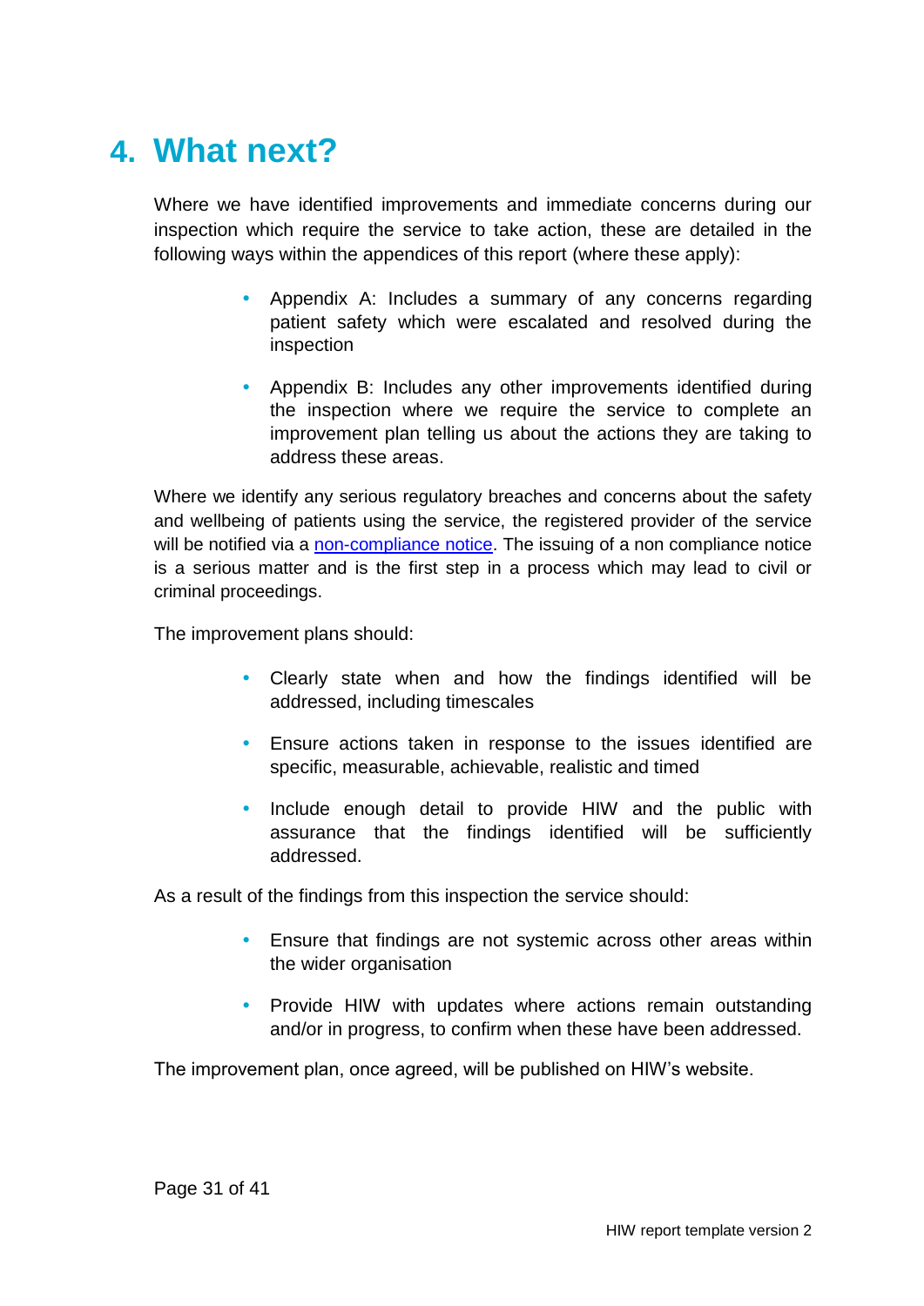# 4. What next?

Where we have identified improvements and immediate concerns during our inspection which require the service to take action, these are detailed in the following ways within the appendices of this report (where these apply):

- Appendix A: Includes a summary of any concerns regarding patient safety which were escalated and resolved during the inspection
- Appendix B: Includes any other improvements identified during the inspection where we require the service to complete an improvement plan telling us about the actions they are taking to address these areas.

Where we identify any serious regulatory breaches and concerns about the safety and wellbeing of patients using the service, the registered provider of the service will be notified via a non-compliance notice. The issuing of a non compliance notice is a serious matter and is the first step in a process which may lead to civil or criminal proceedings.

The improvement plans should:

- Clearly state when and how the findings identified will be addressed, including timescales
- Ensure actions taken in response to the issues identified are specific, measurable, achievable, realistic and timed
- Include enough detail to provide HIW and the public with assurance that the findings identified will be sufficiently addressed.

As a result of the findings from this inspection the service should:

- Ensure that findings are not systemic across other areas within the wider organisation
- Provide HIW with updates where actions remain outstanding and/or in progress, to confirm when these have been addressed.

The improvement plan, once agreed, will be published on HIW's website.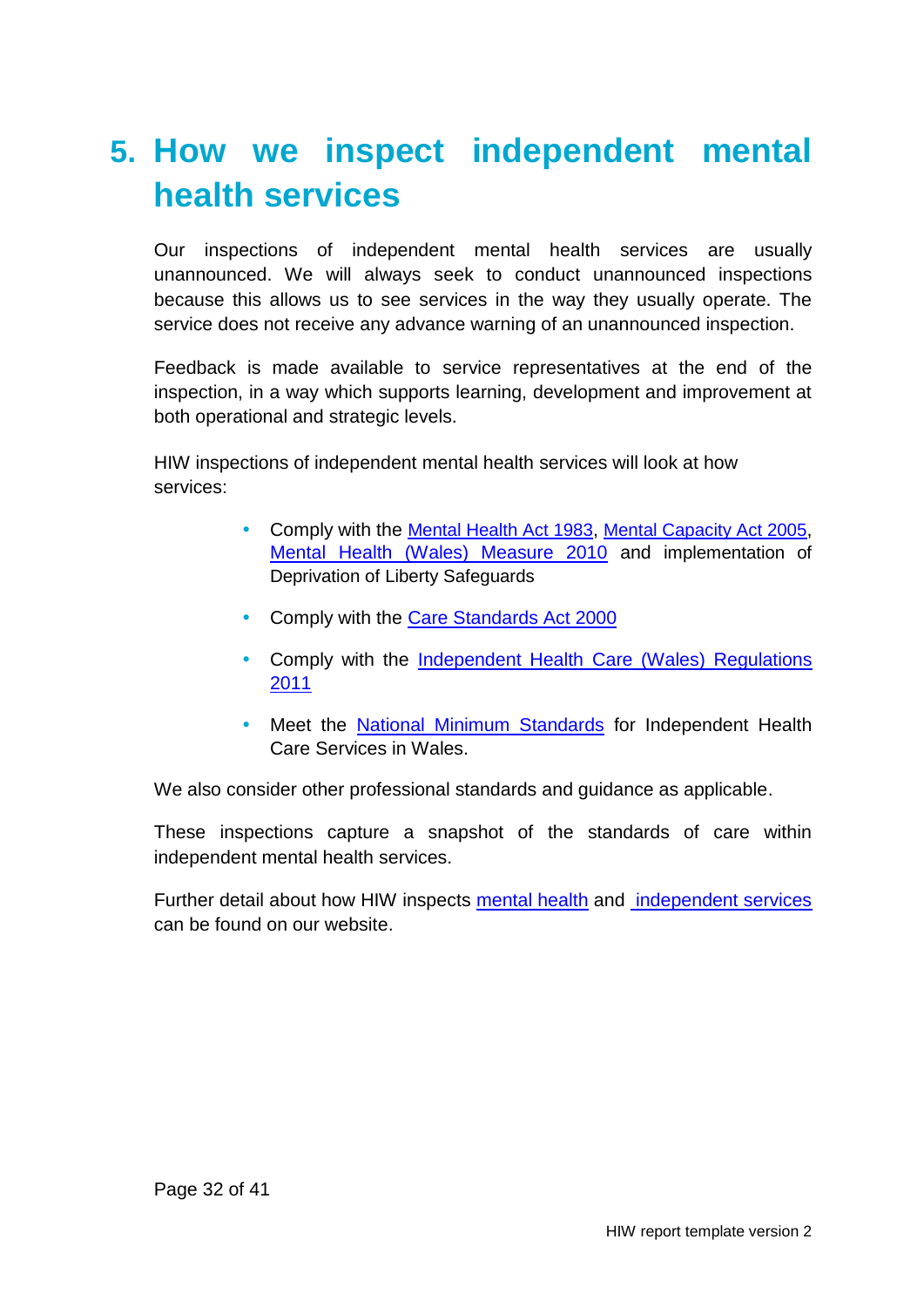# 5. How we inspect independent mental health services

Our inspections of independent mental health services are usually unannounced. We will always seek to conduct unannounced inspections because this allows us to see services in the way they usually operate. The service does not receive any advance warning of an unannounced inspection.

Feedback is made available to service representatives at the end of the inspection, in a way which supports learning, development and improvement at both operational and strategic levels.

HIW inspections of independent mental health services will look at how services:

- Comply with the Mental Health Act 1983, Mental Capacity Act 2005, Mental Health (Wales) Measure 2010 and implementation of Deprivation of Liberty Safeguards
- Comply with the Care Standards Act 2000
- Comply with the Independent Health Care (Wales) Regulations 2011
- Meet the National Minimum Standards for Independent Health Care Services in Wales.

We also consider other professional standards and guidance as applicable.

These inspections capture a snapshot of the standards of care within independent mental health services.

Further detail about how HIW inspects mental health and independent services can be found on our website.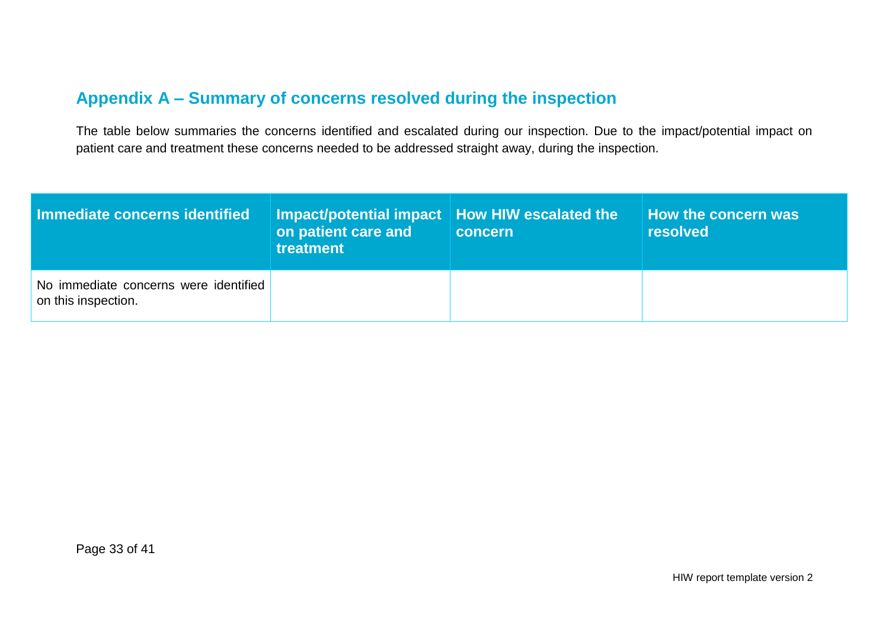## Appendix A – Summary of concerns resolved during the inspection

The table below summaries the concerns identified and escalated during our inspection. Due to the impact/potential impact on patient care and treatment these concerns needed to be addressed straight away, during the inspection.

| Immediate concerns identified | Impact/potential impact on patient care and treatment | How HIW escalated the concern | How the concern was resolved |
|---|---|---|---|
| No immediate concerns were identified on this inspection. | | | |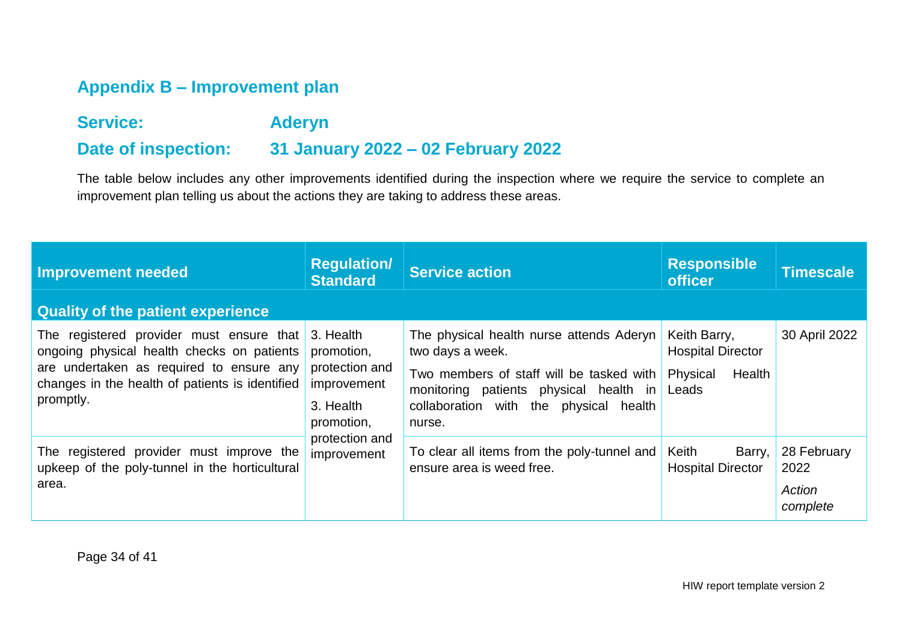## Appendix B – Improvement plan

**Service:** Aderyn

**Date of inspection:** 31 January 2022 – 02 February 2022

The table below includes any other improvements identified during the inspection where we require the service to complete an improvement plan telling us about the actions they are taking to address these areas.

| Improvement needed | Regulation/ Standard | Service action | Responsible officer | Timescale |
| --- | --- | --- | --- | --- |
| **Quality of the patient experience** | | | | |
| The registered provider must ensure that ongoing physical health checks on patients are undertaken as required to ensure any changes in the health of patients is identified promptly. | 3. Health promotion, protection and improvement | The physical health nurse attends Aderyn two days a week.<br><br>Two members of staff will be tasked with monitoring patients physical health in collaboration with the physical health nurse. | Keith Barry, Hospital Director<br><br>Physical Health Leads | 30 April 2022 |
| The registered provider must improve the upkeep of the poly-tunnel in the horticultural area. | 3. Health promotion, protection and improvement | To clear all items from the poly-tunnel and ensure area is weed free. | Keith Barry, Hospital Director | 28 February 2022<br><br>*Action complete* |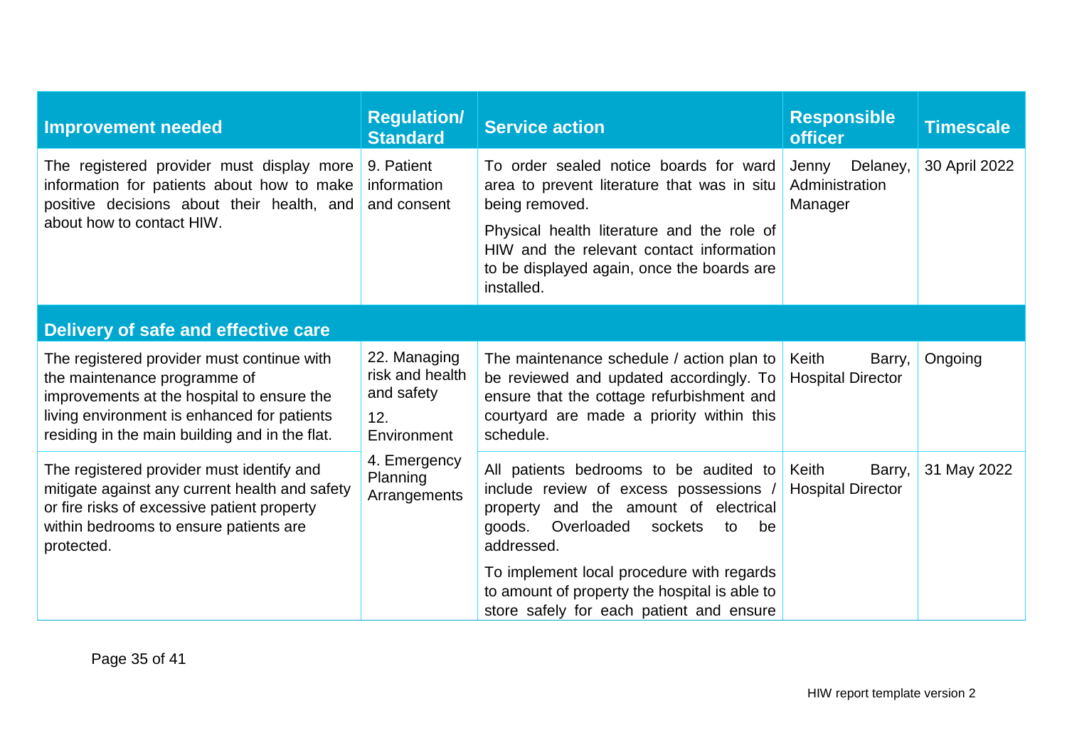| Improvement needed | Regulation/ Standard | Service action | Responsible officer | Timescale |
|---|---|---|---|---|
| The registered provider must display more information for patients about how to make positive decisions about their health, and about how to contact HIW. | 9. Patient information and consent | To order sealed notice boards for ward area to prevent literature that was in situ being removed.<br><br>Physical health literature and the role of HIW and the relevant contact information to be displayed again, once the boards are installed. | Jenny Delaney, Administration Manager | 30 April 2022 |
| **Delivery of safe and effective care** | | | | |
| The registered provider must continue with the maintenance programme of improvements at the hospital to ensure the living environment is enhanced for patients residing in the main building and in the flat. | 22. Managing risk and health and safety<br><br>12. Environment | The maintenance schedule / action plan to be reviewed and updated accordingly. To ensure that the cottage refurbishment and courtyard are made a priority within this schedule. | Keith Barry, Hospital Director | Ongoing |
| The registered provider must identify and mitigate against any current health and safety or fire risks of excessive patient property within bedrooms to ensure patients are protected. | 4. Emergency Planning Arrangements | All patients bedrooms to be audited to include review of excess possessions / property and the amount of electrical goods. Overloaded sockets to be addressed.<br><br>To implement local procedure with regards to amount of property the hospital is able to store safely for each patient and ensure | Keith Barry, Hospital Director | 31 May 2022 |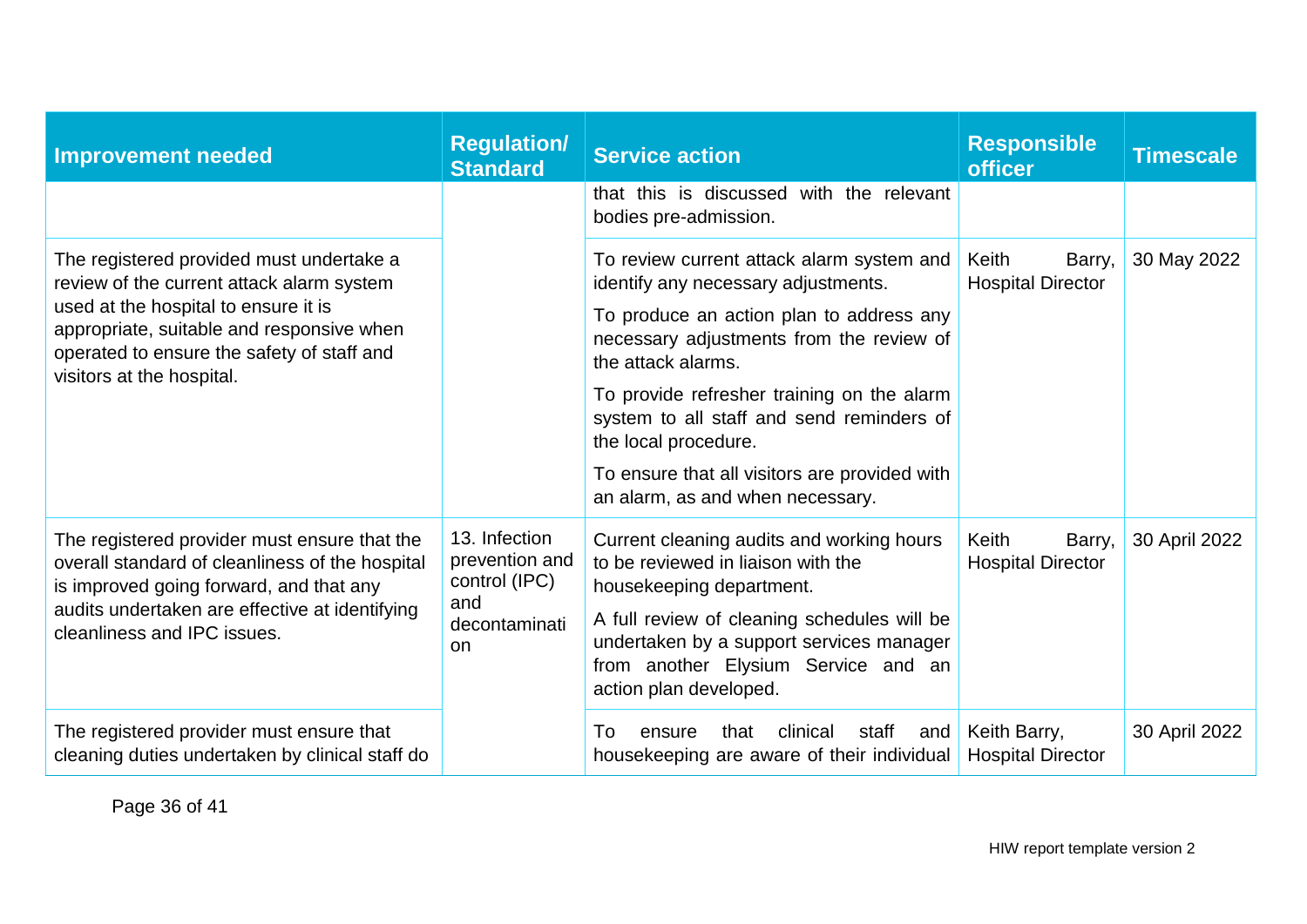| Improvement needed | Regulation/ Standard | Service action | Responsible officer | Timescale |
|---|---|---|---|---|
| | | that this is discussed with the relevant bodies pre-admission. | | |
| The registered provided must undertake a review of the current attack alarm system used at the hospital to ensure it is appropriate, suitable and responsive when operated to ensure the safety of staff and visitors at the hospital. | | To review current attack alarm system and identify any necessary adjustments.<br><br>To produce an action plan to address any necessary adjustments from the review of the attack alarms.<br><br>To provide refresher training on the alarm system to all staff and send reminders of the local procedure.<br><br>To ensure that all visitors are provided with an alarm, as and when necessary. | Keith Barry, Hospital Director | 30 May 2022 |
| The registered provider must ensure that the overall standard of cleanliness of the hospital is improved going forward, and that any audits undertaken are effective at identifying cleanliness and IPC issues. | 13. Infection prevention and control (IPC) and decontamination | Current cleaning audits and working hours to be reviewed in liaison with the housekeeping department.<br><br>A full review of cleaning schedules will be undertaken by a support services manager from another Elysium Service and an action plan developed. | Keith Barry, Hospital Director | 30 April 2022 |
| The registered provider must ensure that cleaning duties undertaken by clinical staff do | | To ensure that clinical staff and housekeeping are aware of their individual | Keith Barry, Hospital Director | 30 April 2022 |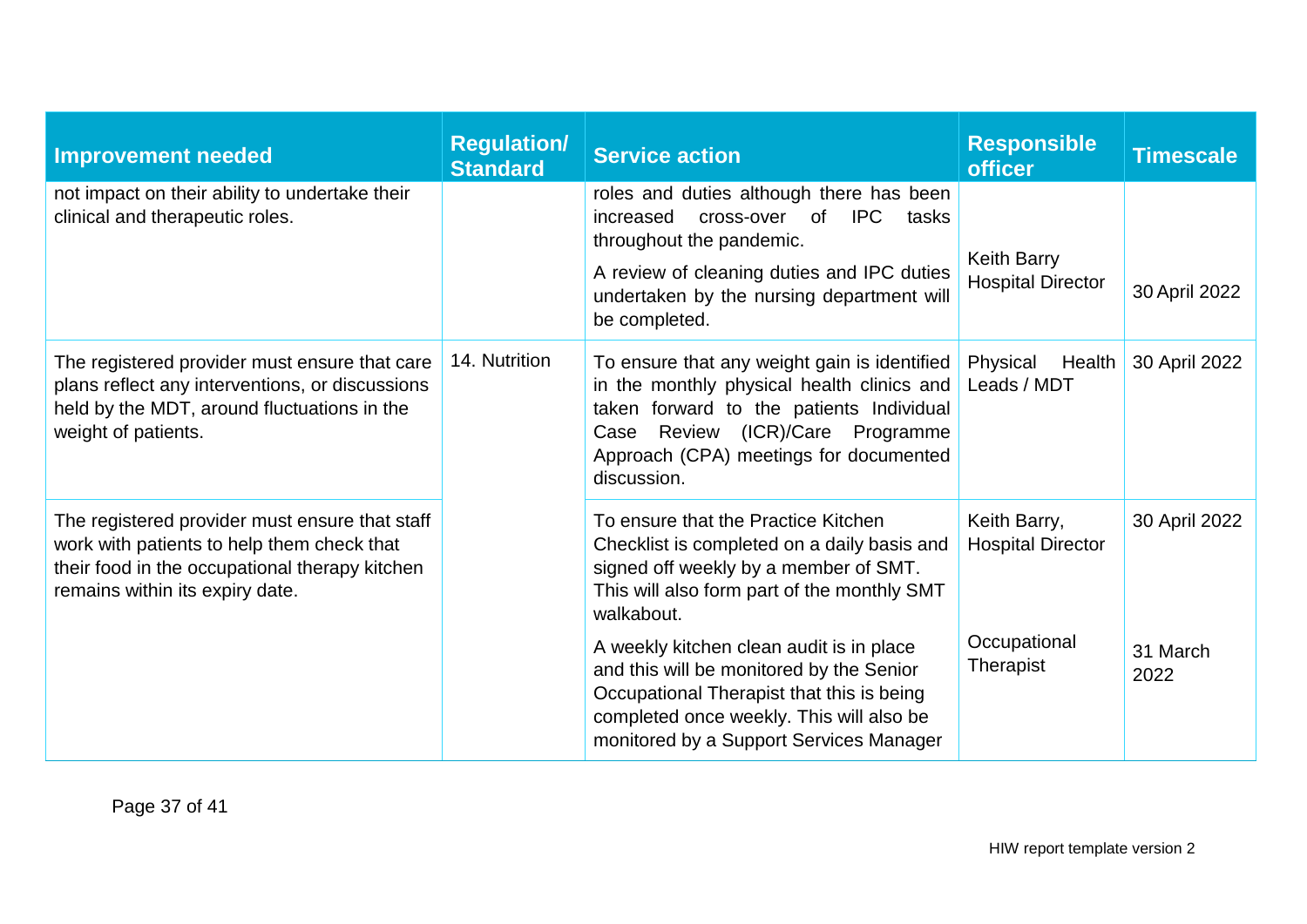| Improvement needed | Regulation/ Standard | Service action | Responsible officer | Timescale |
|---|---|---|---|---|
| not impact on their ability to undertake their clinical and therapeutic roles. | | roles and duties although there has been increased cross-over of IPC tasks throughout the pandemic.<br><br>A review of cleaning duties and IPC duties undertaken by the nursing department will be completed. | Keith Barry Hospital Director | 30 April 2022 |
| The registered provider must ensure that care plans reflect any interventions, or discussions held by the MDT, around fluctuations in the weight of patients. | 14. Nutrition | To ensure that any weight gain is identified in the monthly physical health clinics and taken forward to the patients Individual Case Review (ICR)/Care Programme Approach (CPA) meetings for documented discussion. | Physical Health Leads / MDT | 30 April 2022 |
| The registered provider must ensure that staff work with patients to help them check that their food in the occupational therapy kitchen remains within its expiry date. | | To ensure that the Practice Kitchen Checklist is completed on a daily basis and signed off weekly by a member of SMT. This will also form part of the monthly SMT walkabout. | Keith Barry, Hospital Director | 30 April 2022 |
| | | A weekly kitchen clean audit is in place and this will be monitored by the Senior Occupational Therapist that this is being completed once weekly. This will also be monitored by a Support Services Manager | Occupational Therapist | 31 March 2022 |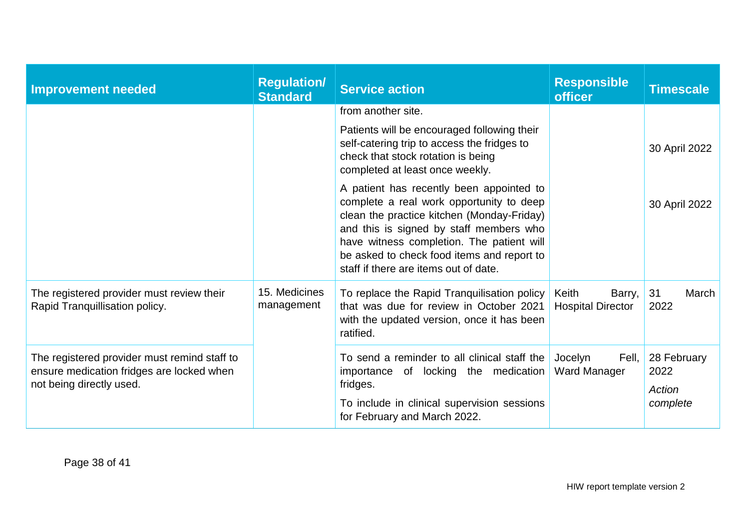| Improvement needed | Regulation/ Standard | Service action | Responsible officer | Timescale |
|---|---|---|---|---|
| | | from another site.<br><br>Patients will be encouraged following their self-catering trip to access the fridges to check that stock rotation is being completed at least once weekly.<br><br>A patient has recently been appointed to complete a real work opportunity to deep clean the practice kitchen (Monday-Friday) and this is signed by staff members who have witness completion. The patient will be asked to check food items and report to staff if there are items out of date. | | 30 April 2022<br><br>30 April 2022 |
| The registered provider must review their Rapid Tranquillisation policy. | 15. Medicines management | To replace the Rapid Tranquilisation policy that was due for review in October 2021 with the updated version, once it has been ratified. | Keith Barry, Hospital Director | 31 March 2022 |
| The registered provider must remind staff to ensure medication fridges are locked when not being directly used. | | To send a reminder to all clinical staff the importance of locking the medication fridges.<br><br>To include in clinical supervision sessions for February and March 2022. | Jocelyn Fell, Ward Manager | 28 February 2022<br><br>*Action complete* |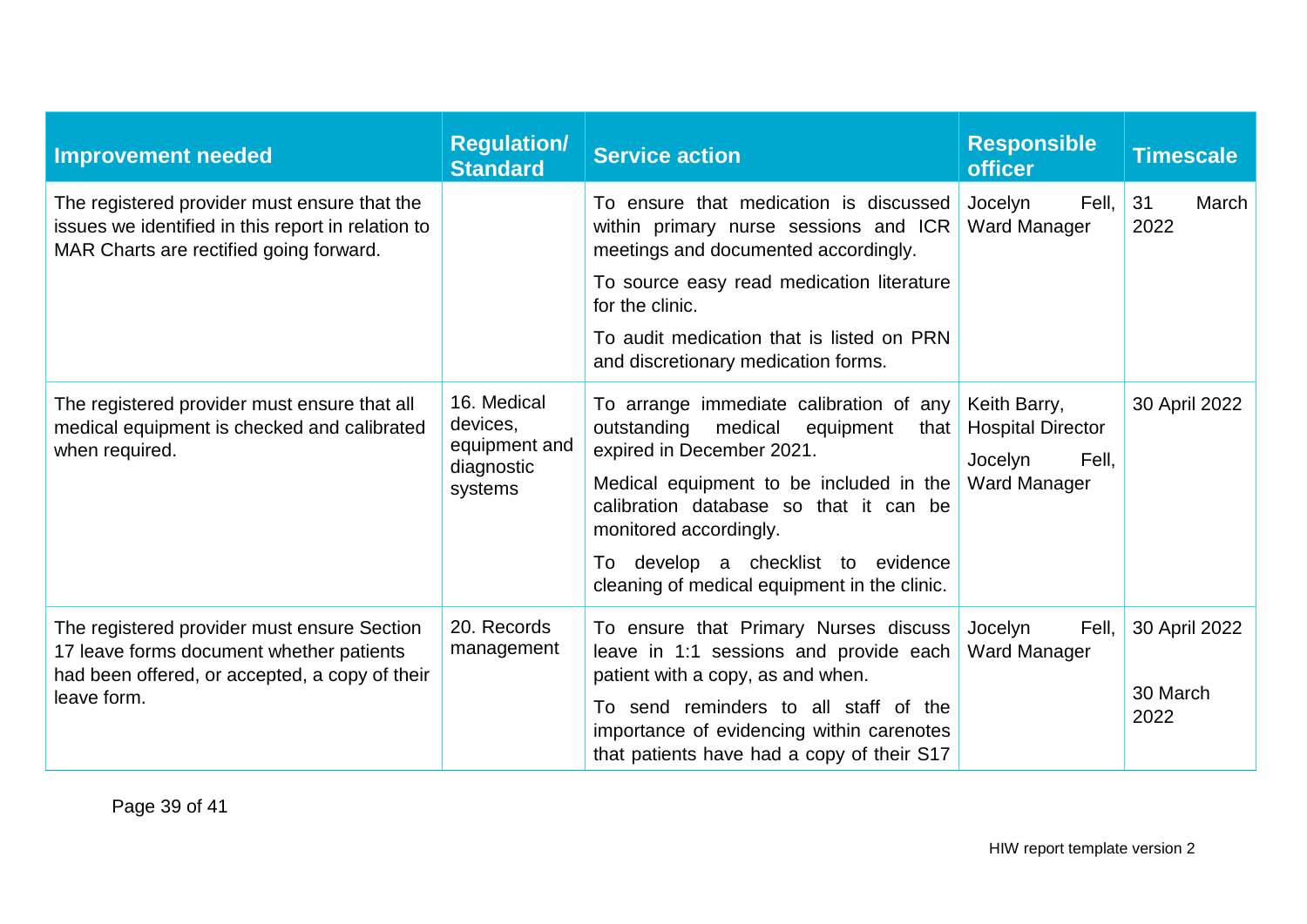| Improvement needed | Regulation/ Standard | Service action | Responsible officer | Timescale |
|---|---|---|---|---|
| The registered provider must ensure that the issues we identified in this report in relation to MAR Charts are rectified going forward. | | To ensure that medication is discussed within primary nurse sessions and ICR meetings and documented accordingly.<br><br>To source easy read medication literature for the clinic.<br><br>To audit medication that is listed on PRN and discretionary medication forms. | Jocelyn Fell, Ward Manager | 31 March 2022 |
| The registered provider must ensure that all medical equipment is checked and calibrated when required. | 16. Medical devices, equipment and diagnostic systems | To arrange immediate calibration of any outstanding medical equipment that expired in December 2021.<br><br>Medical equipment to be included in the calibration database so that it can be monitored accordingly.<br><br>To develop a checklist to evidence cleaning of medical equipment in the clinic. | Keith Barry, Hospital Director<br><br>Jocelyn Fell, Ward Manager | 30 April 2022 |
| The registered provider must ensure Section 17 leave forms document whether patients had been offered, or accepted, a copy of their leave form. | 20. Records management | To ensure that Primary Nurses discuss leave in 1:1 sessions and provide each patient with a copy, as and when.<br><br>To send reminders to all staff of the importance of evidencing within carenotes that patients have had a copy of their S17 | Jocelyn Fell, Ward Manager | 30 April 2022<br><br>30 March 2022 |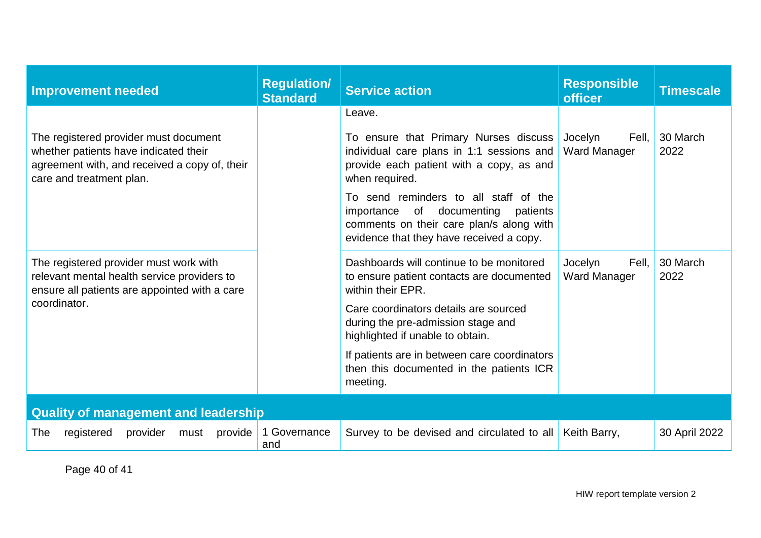| Improvement needed | Regulation/ Standard | Service action | Responsible officer | Timescale |
|---|---|---|---|---|
| | | Leave. | | |
| The registered provider must document whether patients have indicated their agreement with, and received a copy of, their care and treatment plan. | | To ensure that Primary Nurses discuss individual care plans in 1:1 sessions and provide each patient with a copy, as and when required. To send reminders to all staff of the importance of documenting patients comments on their care plan/s along with evidence that they have received a copy. | Jocelyn Fell, Ward Manager | 30 March 2022 |
| The registered provider must work with relevant mental health service providers to ensure all patients are appointed with a care coordinator. | | Dashboards will continue to be monitored to ensure patient contacts are documented within their EPR. Care coordinators details are sourced during the pre-admission stage and highlighted if unable to obtain. If patients are in between care coordinators then this documented in the patients ICR meeting. | Jocelyn Fell, Ward Manager | 30 March 2022 |
| **Quality of management and leadership** | | | | |
| The registered provider must provide | 1 Governance and | Survey to be devised and circulated to all | Keith Barry, | 30 April 2022 |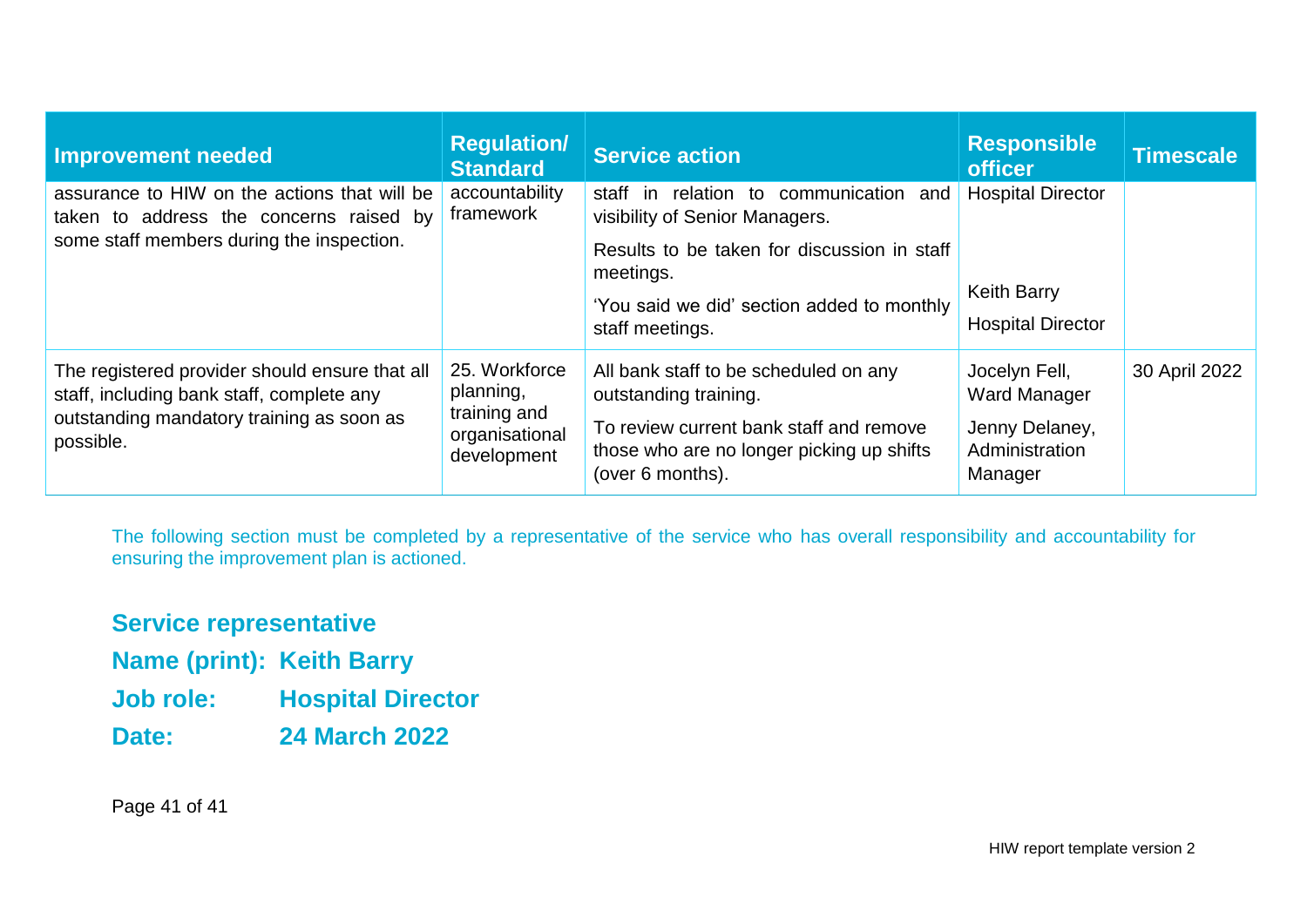| Improvement needed | Regulation/ Standard | Service action | Responsible officer | Timescale |
|---|---|---|---|---|
| assurance to HIW on the actions that will be taken to address the concerns raised by some staff members during the inspection. | accountability framework | staff in relation to communication and visibility of Senior Managers.<br><br>Results to be taken for discussion in staff meetings.<br><br>'You said we did' section added to monthly staff meetings. | Hospital Director<br><br>Keith Barry<br><br>Hospital Director | |
| The registered provider should ensure that all staff, including bank staff, complete any outstanding mandatory training as soon as possible. | 25. Workforce planning, training and organisational development | All bank staff to be scheduled on any outstanding training.<br><br>To review current bank staff and remove those who are no longer picking up shifts (over 6 months). | Jocelyn Fell, Ward Manager<br><br>Jenny Delaney, Administration Manager | 30 April 2022 |

The following section must be completed by a representative of the service who has overall responsibility and accountability for ensuring the improvement plan is actioned.

**Service representative**

**Name (print): Keith Barry**

**Job role: Hospital Director**

**Date: 24 March 2022**